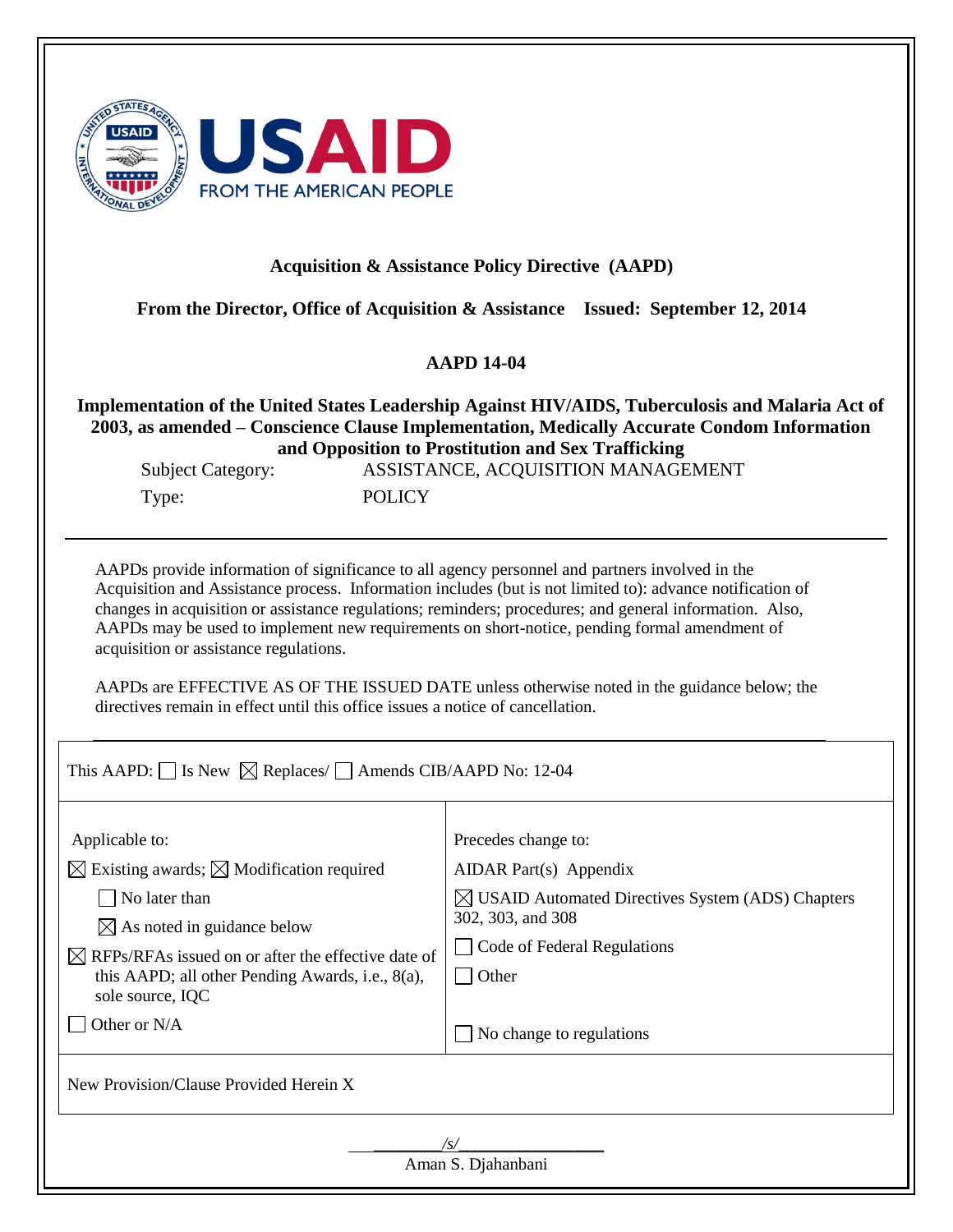USAID FROM THE AMERICAN PEOPLE

**Acquisition & Assistance Policy Directive (AAPD)**

**From the Director, Office of Acquisition & Assistance Issued: September 12, 2014**

**AAPD 14-04**

**Implementation of the United States Leadership Against HIV/AIDS, Tuberculosis and Malaria Act of 2003, as amended – Conscience Clause Implementation, Medically Accurate Condom Information and Opposition to Prostitution and Sex Trafficking**

Subject Category: ASSISTANCE, ACQUISITION MANAGEMENT

Type: POLICY

---

AAPDs provide information of significance to all agency personnel and partners involved in the Acquisition and Assistance process. Information includes (but is not limited to): advance notification of changes in acquisition or assistance regulations; reminders; procedures; and general information. Also, AAPDs may be used to implement new requirements on short-notice, pending formal amendment of acquisition or assistance regulations.

AAPDs are EFFECTIVE AS OF THE ISSUED DATE unless otherwise noted in the guidance below; the directives remain in effect until this office issues a notice of cancellation.

| This AAPD: ☐ Is New ☒ Replaces/ ☐ Amends CIB/AAPD No: 12-04 | |
|---|---|
| Applicable to:<br>☒ Existing awards; ☒ Modification required<br>☐ No later than<br>☒ As noted in guidance below<br>☒ RFPs/RFAs issued on or after the effective date of this AAPD; all other Pending Awards, i.e., 8(a), sole source, IQC<br>☐ Other or N/A | Precedes change to:<br>AIDAR Part(s) Appendix<br>☒ USAID Automated Directives System (ADS) Chapters 302, 303, and 308<br>☐ Code of Federal Regulations<br>☐ Other<br>☐ No change to regulations |
| New Provision/Clause Provided Herein X | |

/s/
Aman S. Djahanbani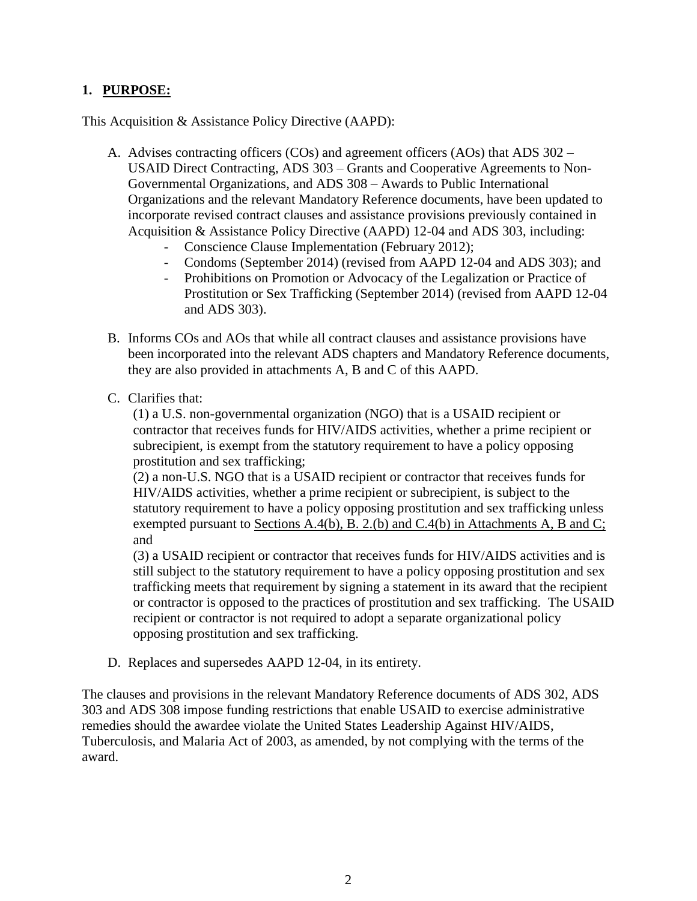## 1. PURPOSE:

This Acquisition & Assistance Policy Directive (AAPD):

A. Advises contracting officers (COs) and agreement officers (AOs) that ADS 302 – USAID Direct Contracting, ADS 303 – Grants and Cooperative Agreements to Non-Governmental Organizations, and ADS 308 – Awards to Public International Organizations and the relevant Mandatory Reference documents, have been updated to incorporate revised contract clauses and assistance provisions previously contained in Acquisition & Assistance Policy Directive (AAPD) 12-04 and ADS 303, including:
   - Conscience Clause Implementation (February 2012);
   - Condoms (September 2014) (revised from AAPD 12-04 and ADS 303); and
   - Prohibitions on Promotion or Advocacy of the Legalization or Practice of Prostitution or Sex Trafficking (September 2014) (revised from AAPD 12-04 and ADS 303).

B. Informs COs and AOs that while all contract clauses and assistance provisions have been incorporated into the relevant ADS chapters and Mandatory Reference documents, they are also provided in attachments A, B and C of this AAPD.

C. Clarifies that:

   (1) a U.S. non-governmental organization (NGO) that is a USAID recipient or contractor that receives funds for HIV/AIDS activities, whether a prime recipient or subrecipient, is exempt from the statutory requirement to have a policy opposing prostitution and sex trafficking;

   (2) a non-U.S. NGO that is a USAID recipient or contractor that receives funds for HIV/AIDS activities, whether a prime recipient or subrecipient, is subject to the statutory requirement to have a policy opposing prostitution and sex trafficking unless exempted pursuant to Sections A.4(b), B. 2.(b) and C.4(b) in Attachments A, B and C; and

   (3) a USAID recipient or contractor that receives funds for HIV/AIDS activities and is still subject to the statutory requirement to have a policy opposing prostitution and sex trafficking meets that requirement by signing a statement in its award that the recipient or contractor is opposed to the practices of prostitution and sex trafficking. The USAID recipient or contractor is not required to adopt a separate organizational policy opposing prostitution and sex trafficking.

D. Replaces and supersedes AAPD 12-04, in its entirety.

The clauses and provisions in the relevant Mandatory Reference documents of ADS 302, ADS 303 and ADS 308 impose funding restrictions that enable USAID to exercise administrative remedies should the awardee violate the United States Leadership Against HIV/AIDS, Tuberculosis, and Malaria Act of 2003, as amended, by not complying with the terms of the award.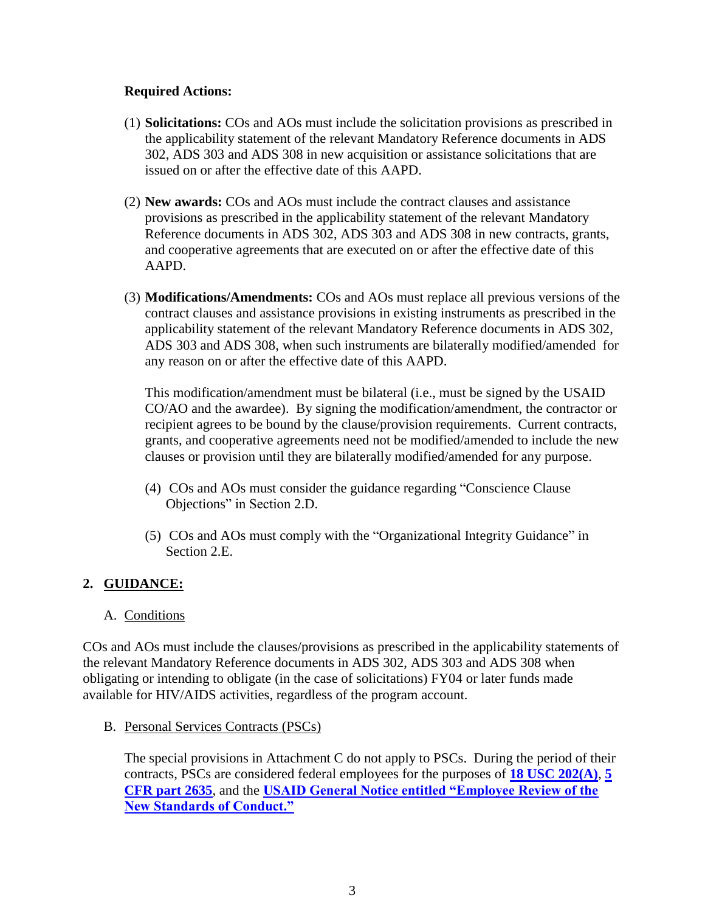**Required Actions:**

(1) **Solicitations:** COs and AOs must include the solicitation provisions as prescribed in the applicability statement of the relevant Mandatory Reference documents in ADS 302, ADS 303 and ADS 308 in new acquisition or assistance solicitations that are issued on or after the effective date of this AAPD.

(2) **New awards:** COs and AOs must include the contract clauses and assistance provisions as prescribed in the applicability statement of the relevant Mandatory Reference documents in ADS 302, ADS 303 and ADS 308 in new contracts, grants, and cooperative agreements that are executed on or after the effective date of this AAPD.

(3) **Modifications/Amendments:** COs and AOs must replace all previous versions of the contract clauses and assistance provisions in existing instruments as prescribed in the applicability statement of the relevant Mandatory Reference documents in ADS 302, ADS 303 and ADS 308, when such instruments are bilaterally modified/amended for any reason on or after the effective date of this AAPD.

This modification/amendment must be bilateral (i.e., must be signed by the USAID CO/AO and the awardee). By signing the modification/amendment, the contractor or recipient agrees to be bound by the clause/provision requirements. Current contracts, grants, and cooperative agreements need not be modified/amended to include the new clauses or provision until they are bilaterally modified/amended for any purpose.

(4) COs and AOs must consider the guidance regarding "Conscience Clause Objections" in Section 2.D.

(5) COs and AOs must comply with the "Organizational Integrity Guidance" in Section 2.E.

## 2. GUIDANCE:

### A. Conditions

COs and AOs must include the clauses/provisions as prescribed in the applicability statements of the relevant Mandatory Reference documents in ADS 302, ADS 303 and ADS 308 when obligating or intending to obligate (in the case of solicitations) FY04 or later funds made available for HIV/AIDS activities, regardless of the program account.

### B. Personal Services Contracts (PSCs)

The special provisions in Attachment C do not apply to PSCs. During the period of their contracts, PSCs are considered federal employees for the purposes of **18 USC 202(A)**, **5 CFR part 2635**, and the **USAID General Notice entitled "Employee Review of the New Standards of Conduct."**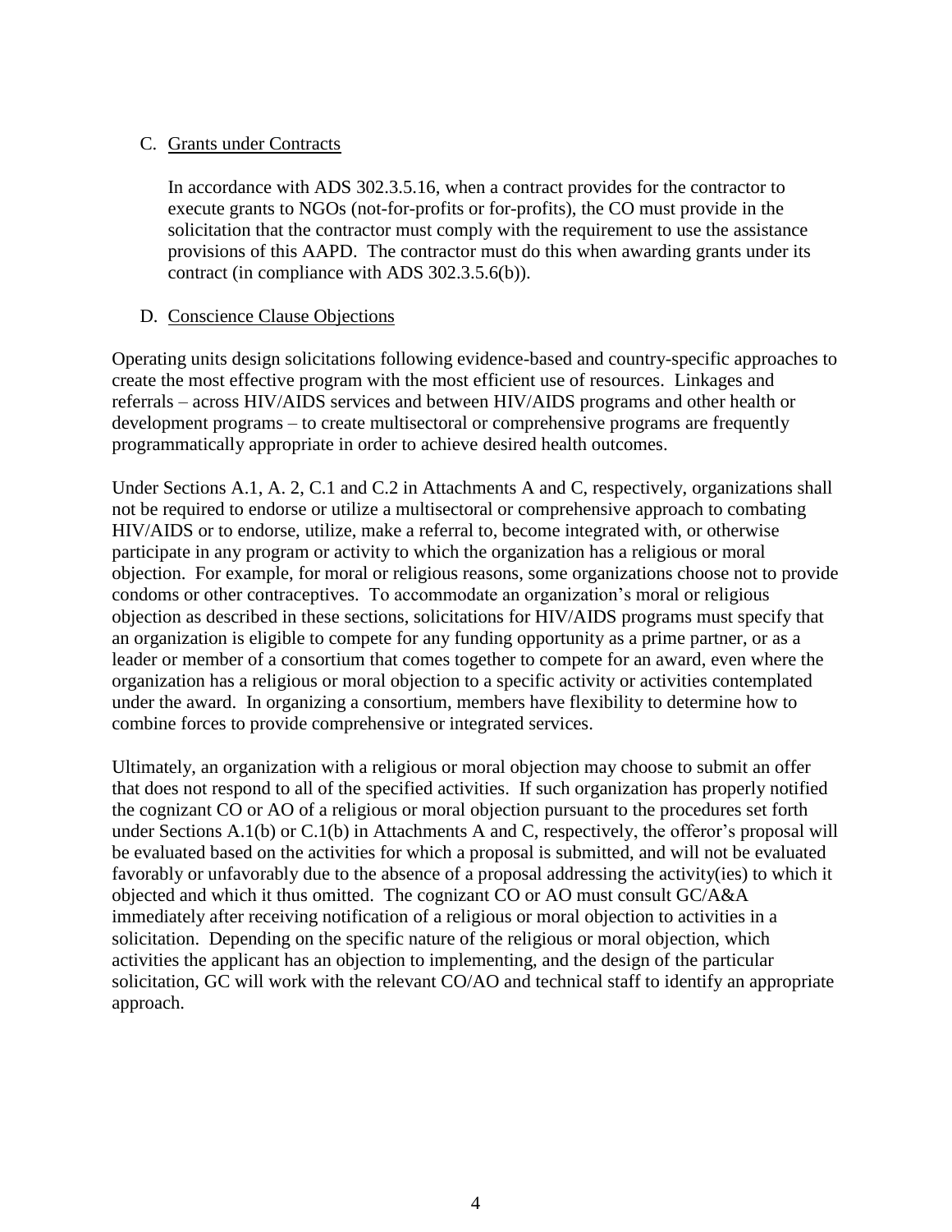C. Grants under Contracts

In accordance with ADS 302.3.5.16, when a contract provides for the contractor to execute grants to NGOs (not-for-profits or for-profits), the CO must provide in the solicitation that the contractor must comply with the requirement to use the assistance provisions of this AAPD. The contractor must do this when awarding grants under its contract (in compliance with ADS 302.3.5.6(b)).

D. Conscience Clause Objections

Operating units design solicitations following evidence-based and country-specific approaches to create the most effective program with the most efficient use of resources. Linkages and referrals – across HIV/AIDS services and between HIV/AIDS programs and other health or development programs – to create multisectoral or comprehensive programs are frequently programmatically appropriate in order to achieve desired health outcomes.

Under Sections A.1, A. 2, C.1 and C.2 in Attachments A and C, respectively, organizations shall not be required to endorse or utilize a multisectoral or comprehensive approach to combating HIV/AIDS or to endorse, utilize, make a referral to, become integrated with, or otherwise participate in any program or activity to which the organization has a religious or moral objection. For example, for moral or religious reasons, some organizations choose not to provide condoms or other contraceptives. To accommodate an organization's moral or religious objection as described in these sections, solicitations for HIV/AIDS programs must specify that an organization is eligible to compete for any funding opportunity as a prime partner, or as a leader or member of a consortium that comes together to compete for an award, even where the organization has a religious or moral objection to a specific activity or activities contemplated under the award. In organizing a consortium, members have flexibility to determine how to combine forces to provide comprehensive or integrated services.

Ultimately, an organization with a religious or moral objection may choose to submit an offer that does not respond to all of the specified activities. If such organization has properly notified the cognizant CO or AO of a religious or moral objection pursuant to the procedures set forth under Sections A.1(b) or C.1(b) in Attachments A and C, respectively, the offeror's proposal will be evaluated based on the activities for which a proposal is submitted, and will not be evaluated favorably or unfavorably due to the absence of a proposal addressing the activity(ies) to which it objected and which it thus omitted. The cognizant CO or AO must consult GC/A&A immediately after receiving notification of a religious or moral objection to activities in a solicitation. Depending on the specific nature of the religious or moral objection, which activities the applicant has an objection to implementing, and the design of the particular solicitation, GC will work with the relevant CO/AO and technical staff to identify an appropriate approach.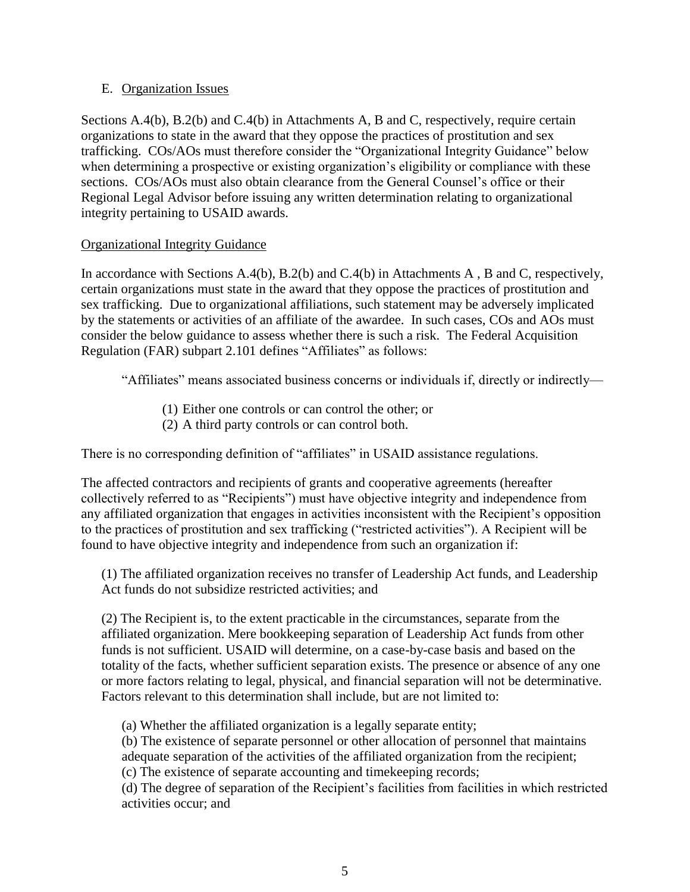E. Organization Issues

Sections A.4(b), B.2(b) and C.4(b) in Attachments A, B and C, respectively, require certain organizations to state in the award that they oppose the practices of prostitution and sex trafficking. COs/AOs must therefore consider the "Organizational Integrity Guidance" below when determining a prospective or existing organization's eligibility or compliance with these sections. COs/AOs must also obtain clearance from the General Counsel's office or their Regional Legal Advisor before issuing any written determination relating to organizational integrity pertaining to USAID awards.

Organizational Integrity Guidance

In accordance with Sections A.4(b), B.2(b) and C.4(b) in Attachments A , B and C, respectively, certain organizations must state in the award that they oppose the practices of prostitution and sex trafficking. Due to organizational affiliations, such statement may be adversely implicated by the statements or activities of an affiliate of the awardee. In such cases, COs and AOs must consider the below guidance to assess whether there is such a risk. The Federal Acquisition Regulation (FAR) subpart 2.101 defines "Affiliates" as follows:

> "Affiliates" means associated business concerns or individuals if, directly or indirectly—
>
> (1) Either one controls or can control the other; or
> (2) A third party controls or can control both.

There is no corresponding definition of "affiliates" in USAID assistance regulations.

The affected contractors and recipients of grants and cooperative agreements (hereafter collectively referred to as "Recipients") must have objective integrity and independence from any affiliated organization that engages in activities inconsistent with the Recipient's opposition to the practices of prostitution and sex trafficking ("restricted activities"). A Recipient will be found to have objective integrity and independence from such an organization if:

(1) The affiliated organization receives no transfer of Leadership Act funds, and Leadership Act funds do not subsidize restricted activities; and

(2) The Recipient is, to the extent practicable in the circumstances, separate from the affiliated organization. Mere bookkeeping separation of Leadership Act funds from other funds is not sufficient. USAID will determine, on a case-by-case basis and based on the totality of the facts, whether sufficient separation exists. The presence or absence of any one or more factors relating to legal, physical, and financial separation will not be determinative. Factors relevant to this determination shall include, but are not limited to:

(a) Whether the affiliated organization is a legally separate entity;
(b) The existence of separate personnel or other allocation of personnel that maintains adequate separation of the activities of the affiliated organization from the recipient;
(c) The existence of separate accounting and timekeeping records;
(d) The degree of separation of the Recipient's facilities from facilities in which restricted activities occur; and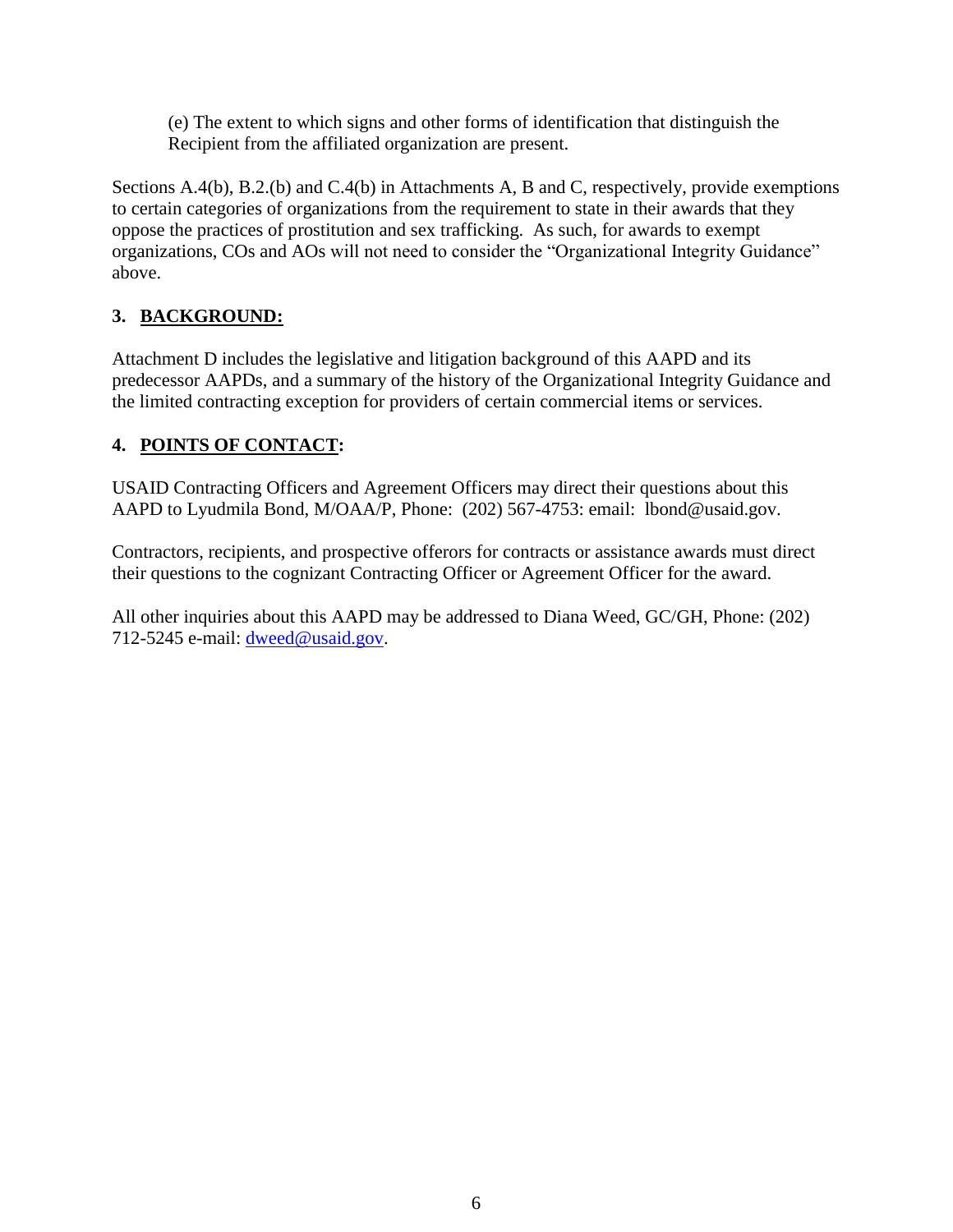(e) The extent to which signs and other forms of identification that distinguish the Recipient from the affiliated organization are present.

Sections A.4(b), B.2.(b) and C.4(b) in Attachments A, B and C, respectively, provide exemptions to certain categories of organizations from the requirement to state in their awards that they oppose the practices of prostitution and sex trafficking. As such, for awards to exempt organizations, COs and AOs will not need to consider the "Organizational Integrity Guidance" above.

## 3. BACKGROUND:

Attachment D includes the legislative and litigation background of this AAPD and its predecessor AAPDs, and a summary of the history of the Organizational Integrity Guidance and the limited contracting exception for providers of certain commercial items or services.

## 4. POINTS OF CONTACT:

USAID Contracting Officers and Agreement Officers may direct their questions about this AAPD to Lyudmila Bond, M/OAA/P, Phone: (202) 567-4753: email: lbond@usaid.gov.

Contractors, recipients, and prospective offerors for contracts or assistance awards must direct their questions to the cognizant Contracting Officer or Agreement Officer for the award.

All other inquiries about this AAPD may be addressed to Diana Weed, GC/GH, Phone: (202) 712-5245 e-mail: dweed@usaid.gov.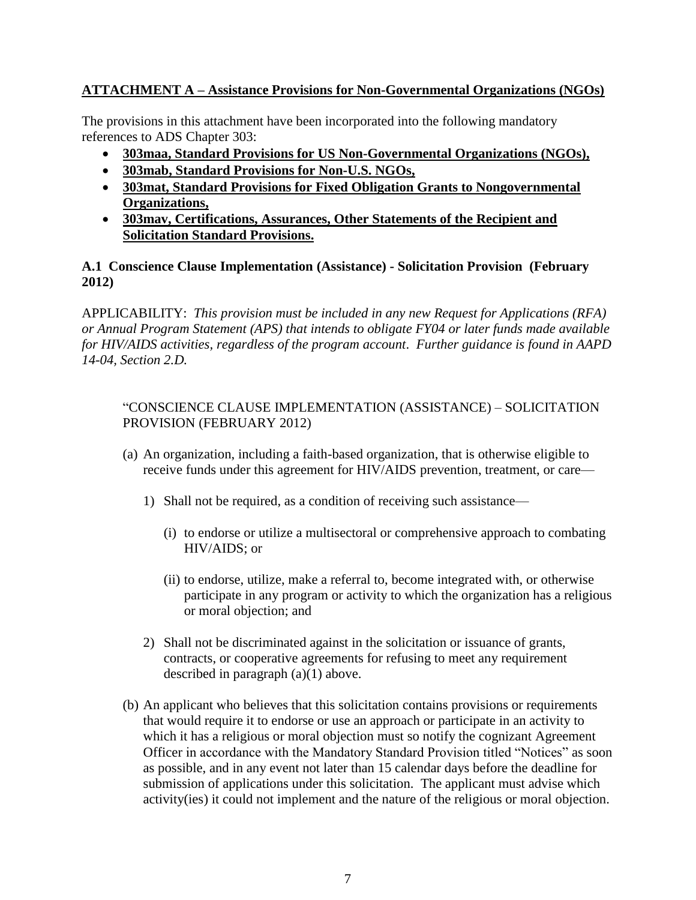**ATTACHMENT A – Assistance Provisions for Non-Governmental Organizations (NGOs)**

The provisions in this attachment have been incorporated into the following mandatory references to ADS Chapter 303:

- **303maa, Standard Provisions for US Non-Governmental Organizations (NGOs),**
- **303mab, Standard Provisions for Non-U.S. NGOs,**
- **303mat, Standard Provisions for Fixed Obligation Grants to Nongovernmental Organizations,**
- **303mav, Certifications, Assurances, Other Statements of the Recipient and Solicitation Standard Provisions.**

### A.1 Conscience Clause Implementation (Assistance) - Solicitation Provision (February 2012)

APPLICABILITY: *This provision must be included in any new Request for Applications (RFA) or Annual Program Statement (APS) that intends to obligate FY04 or later funds made available for HIV/AIDS activities, regardless of the program account. Further guidance is found in AAPD 14-04, Section 2.D.*

"CONSCIENCE CLAUSE IMPLEMENTATION (ASSISTANCE) – SOLICITATION PROVISION (FEBRUARY 2012)

(a) An organization, including a faith-based organization, that is otherwise eligible to receive funds under this agreement for HIV/AIDS prevention, treatment, or care—

1) Shall not be required, as a condition of receiving such assistance—

(i) to endorse or utilize a multisectoral or comprehensive approach to combating HIV/AIDS; or

(ii) to endorse, utilize, make a referral to, become integrated with, or otherwise participate in any program or activity to which the organization has a religious or moral objection; and

2) Shall not be discriminated against in the solicitation or issuance of grants, contracts, or cooperative agreements for refusing to meet any requirement described in paragraph (a)(1) above.

(b) An applicant who believes that this solicitation contains provisions or requirements that would require it to endorse or use an approach or participate in an activity to which it has a religious or moral objection must so notify the cognizant Agreement Officer in accordance with the Mandatory Standard Provision titled "Notices" as soon as possible, and in any event not later than 15 calendar days before the deadline for submission of applications under this solicitation. The applicant must advise which activity(ies) it could not implement and the nature of the religious or moral objection.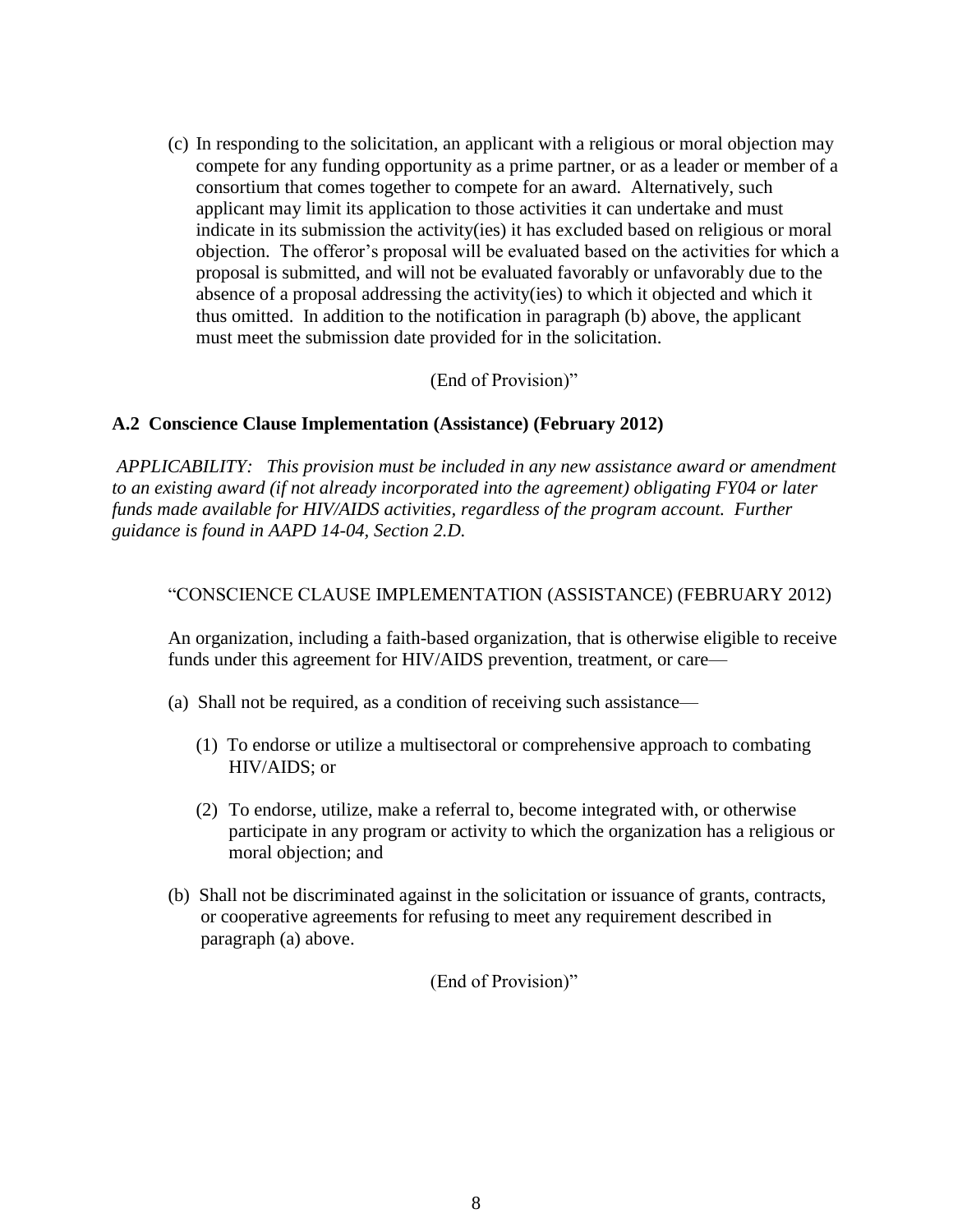(c) In responding to the solicitation, an applicant with a religious or moral objection may compete for any funding opportunity as a prime partner, or as a leader or member of a consortium that comes together to compete for an award. Alternatively, such applicant may limit its application to those activities it can undertake and must indicate in its submission the activity(ies) it has excluded based on religious or moral objection. The offeror's proposal will be evaluated based on the activities for which a proposal is submitted, and will not be evaluated favorably or unfavorably due to the absence of a proposal addressing the activity(ies) to which it objected and which it thus omitted. In addition to the notification in paragraph (b) above, the applicant must meet the submission date provided for in the solicitation.

(End of Provision)"

### A.2 Conscience Clause Implementation (Assistance) (February 2012)

*APPLICABILITY: This provision must be included in any new assistance award or amendment to an existing award (if not already incorporated into the agreement) obligating FY04 or later funds made available for HIV/AIDS activities, regardless of the program account. Further guidance is found in AAPD 14-04, Section 2.D.*

"CONSCIENCE CLAUSE IMPLEMENTATION (ASSISTANCE) (FEBRUARY 2012)

An organization, including a faith-based organization, that is otherwise eligible to receive funds under this agreement for HIV/AIDS prevention, treatment, or care—

(a) Shall not be required, as a condition of receiving such assistance—

(1) To endorse or utilize a multisectoral or comprehensive approach to combating HIV/AIDS; or

(2) To endorse, utilize, make a referral to, become integrated with, or otherwise participate in any program or activity to which the organization has a religious or moral objection; and

(b) Shall not be discriminated against in the solicitation or issuance of grants, contracts, or cooperative agreements for refusing to meet any requirement described in paragraph (a) above.

(End of Provision)"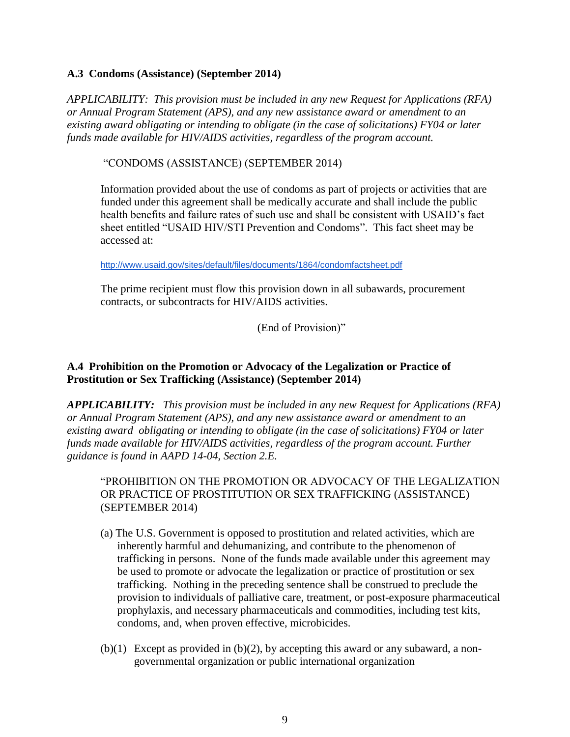### A.3 Condoms (Assistance) (September 2014)

*APPLICABILITY: This provision must be included in any new Request for Applications (RFA) or Annual Program Statement (APS), and any new assistance award or amendment to an existing award obligating or intending to obligate (in the case of solicitations) FY04 or later funds made available for HIV/AIDS activities, regardless of the program account.*

> "CONDOMS (ASSISTANCE) (SEPTEMBER 2014)
>
> Information provided about the use of condoms as part of projects or activities that are funded under this agreement shall be medically accurate and shall include the public health benefits and failure rates of such use and shall be consistent with USAID's fact sheet entitled "USAID HIV/STI Prevention and Condoms". This fact sheet may be accessed at:
>
> http://www.usaid.gov/sites/default/files/documents/1864/condomfactsheet.pdf
>
> The prime recipient must flow this provision down in all subawards, procurement contracts, or subcontracts for HIV/AIDS activities.
>
> (End of Provision)"

### A.4 Prohibition on the Promotion or Advocacy of the Legalization or Practice of Prostitution or Sex Trafficking (Assistance) (September 2014)

***APPLICABILITY:*** *This provision must be included in any new Request for Applications (RFA) or Annual Program Statement (APS), and any new assistance award or amendment to an existing award obligating or intending to obligate (in the case of solicitations) FY04 or later funds made available for HIV/AIDS activities, regardless of the program account. Further guidance is found in AAPD 14-04, Section 2.E.*

> "PROHIBITION ON THE PROMOTION OR ADVOCACY OF THE LEGALIZATION OR PRACTICE OF PROSTITUTION OR SEX TRAFFICKING (ASSISTANCE) (SEPTEMBER 2014)
>
> (a) The U.S. Government is opposed to prostitution and related activities, which are inherently harmful and dehumanizing, and contribute to the phenomenon of trafficking in persons. None of the funds made available under this agreement may be used to promote or advocate the legalization or practice of prostitution or sex trafficking. Nothing in the preceding sentence shall be construed to preclude the provision to individuals of palliative care, treatment, or post-exposure pharmaceutical prophylaxis, and necessary pharmaceuticals and commodities, including test kits, condoms, and, when proven effective, microbicides.
>
> (b)(1) Except as provided in (b)(2), by accepting this award or any subaward, a non-governmental organization or public international organization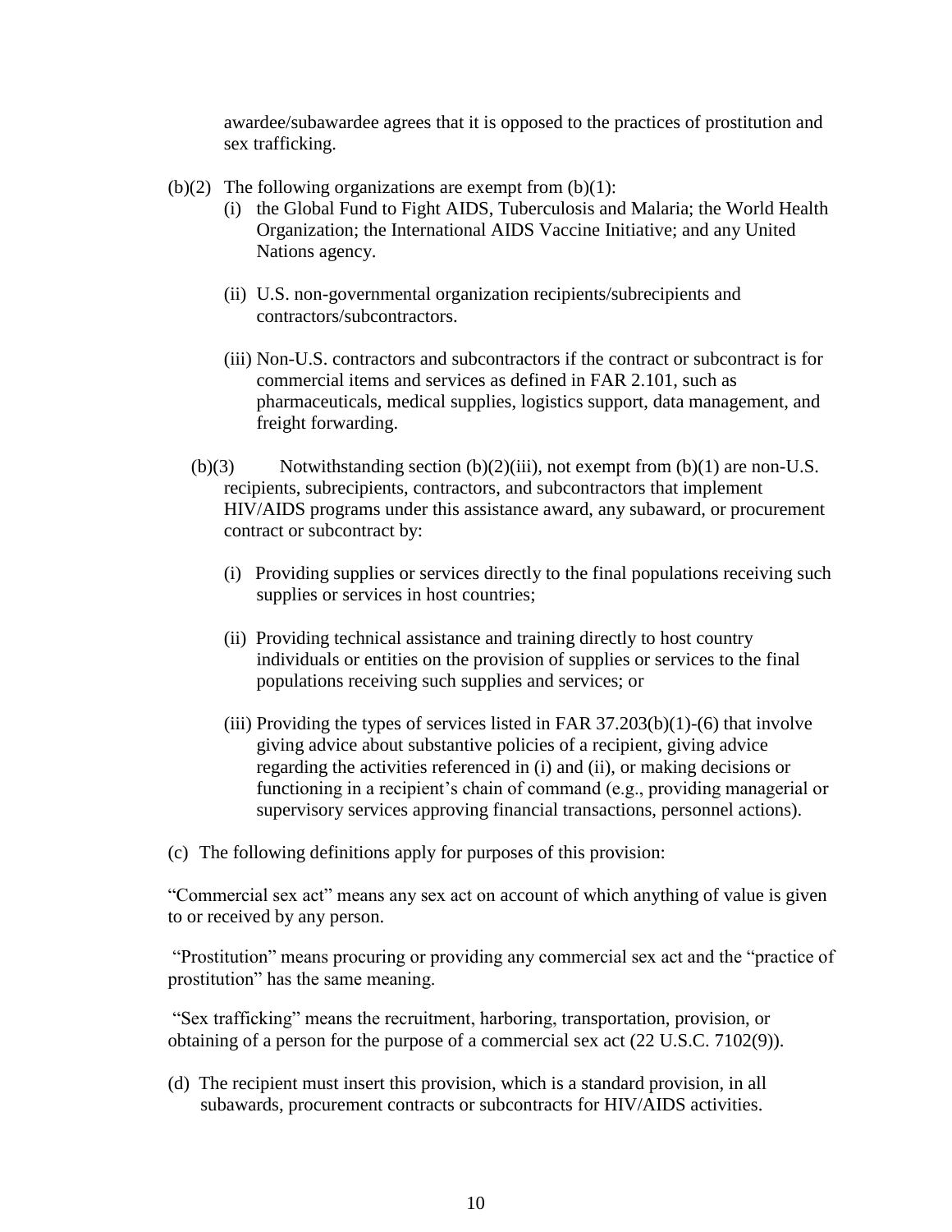awardee/subawardee agrees that it is opposed to the practices of prostitution and sex trafficking.

(b)(2) The following organizations are exempt from (b)(1):

(i) the Global Fund to Fight AIDS, Tuberculosis and Malaria; the World Health Organization; the International AIDS Vaccine Initiative; and any United Nations agency.

(ii) U.S. non-governmental organization recipients/subrecipients and contractors/subcontractors.

(iii) Non-U.S. contractors and subcontractors if the contract or subcontract is for commercial items and services as defined in FAR 2.101, such as pharmaceuticals, medical supplies, logistics support, data management, and freight forwarding.

(b)(3) Notwithstanding section (b)(2)(iii), not exempt from (b)(1) are non-U.S. recipients, subrecipients, contractors, and subcontractors that implement HIV/AIDS programs under this assistance award, any subaward, or procurement contract or subcontract by:

(i) Providing supplies or services directly to the final populations receiving such supplies or services in host countries;

(ii) Providing technical assistance and training directly to host country individuals or entities on the provision of supplies or services to the final populations receiving such supplies and services; or

(iii) Providing the types of services listed in FAR 37.203(b)(1)-(6) that involve giving advice about substantive policies of a recipient, giving advice regarding the activities referenced in (i) and (ii), or making decisions or functioning in a recipient's chain of command (e.g., providing managerial or supervisory services approving financial transactions, personnel actions).

(c) The following definitions apply for purposes of this provision:

"Commercial sex act" means any sex act on account of which anything of value is given to or received by any person.

"Prostitution" means procuring or providing any commercial sex act and the "practice of prostitution" has the same meaning.

"Sex trafficking" means the recruitment, harboring, transportation, provision, or obtaining of a person for the purpose of a commercial sex act (22 U.S.C. 7102(9)).

(d) The recipient must insert this provision, which is a standard provision, in all subawards, procurement contracts or subcontracts for HIV/AIDS activities.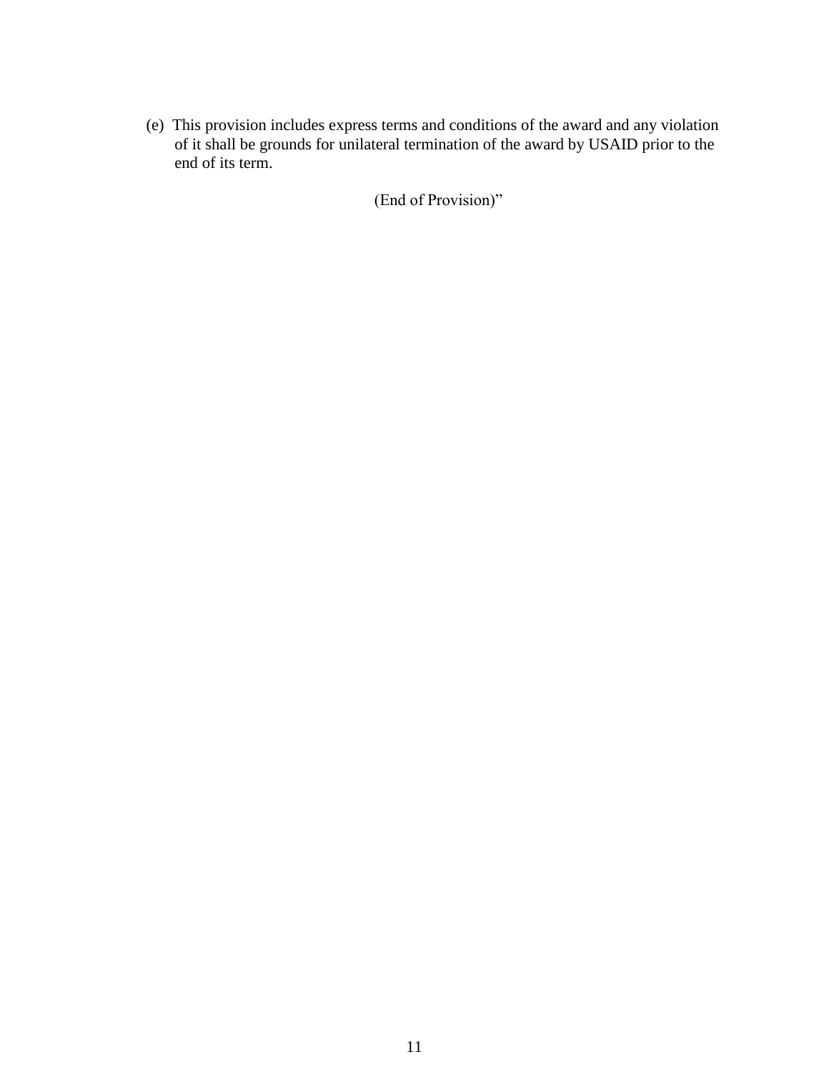(e) This provision includes express terms and conditions of the award and any violation of it shall be grounds for unilateral termination of the award by USAID prior to the end of its term.

(End of Provision)"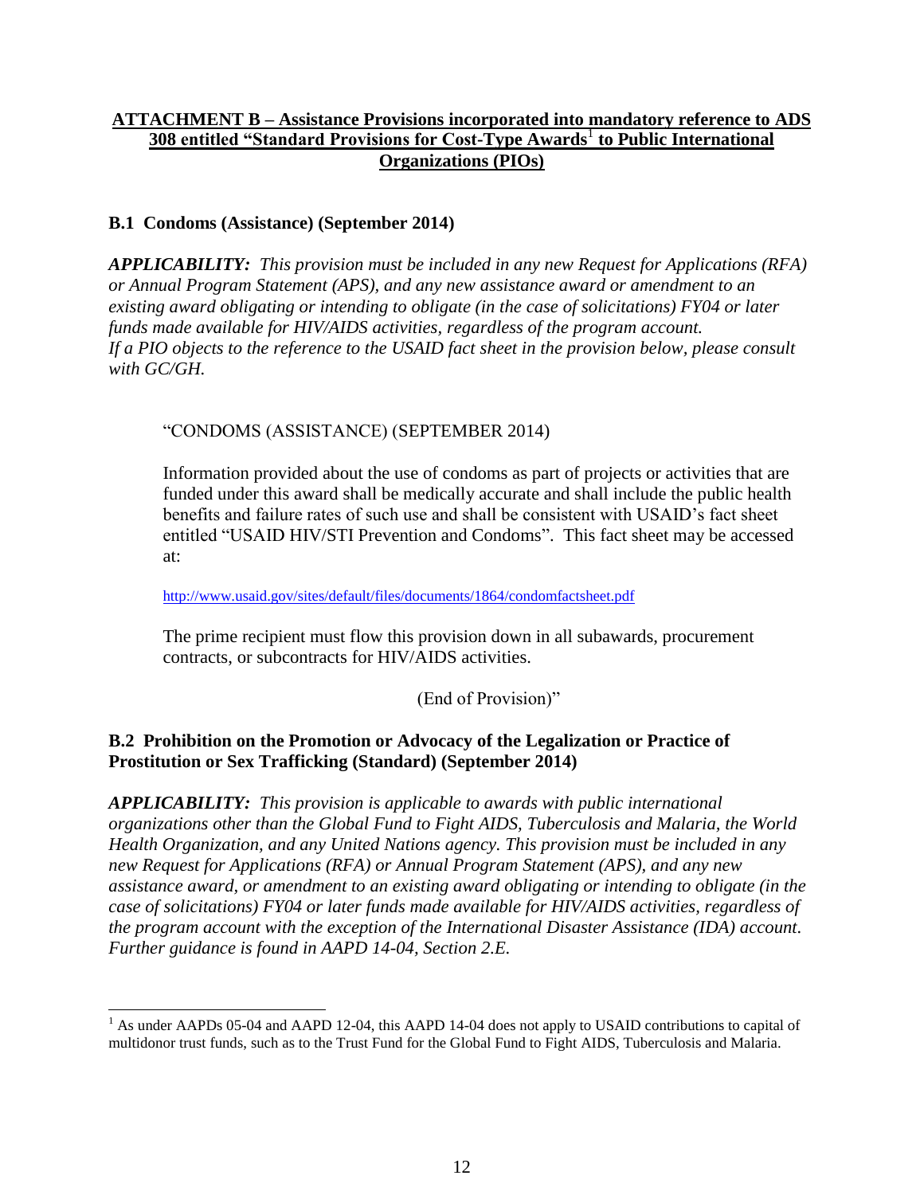## ATTACHMENT B – Assistance Provisions incorporated into mandatory reference to ADS 308 entitled "Standard Provisions for Cost-Type Awards[1] to Public International Organizations (PIOs)

### B.1 Condoms (Assistance) (September 2014)

***APPLICABILITY:*** *This provision must be included in any new Request for Applications (RFA) or Annual Program Statement (APS), and any new assistance award or amendment to an existing award obligating or intending to obligate (in the case of solicitations) FY04 or later funds made available for HIV/AIDS activities, regardless of the program account. If a PIO objects to the reference to the USAID fact sheet in the provision below, please consult with GC/GH.*

> "CONDOMS (ASSISTANCE) (SEPTEMBER 2014)
>
> Information provided about the use of condoms as part of projects or activities that are funded under this award shall be medically accurate and shall include the public health benefits and failure rates of such use and shall be consistent with USAID's fact sheet entitled "USAID HIV/STI Prevention and Condoms". This fact sheet may be accessed at:
>
> http://www.usaid.gov/sites/default/files/documents/1864/condomfactsheet.pdf
>
> The prime recipient must flow this provision down in all subawards, procurement contracts, or subcontracts for HIV/AIDS activities.
>
> (End of Provision)"

### B.2 Prohibition on the Promotion or Advocacy of the Legalization or Practice of Prostitution or Sex Trafficking (Standard) (September 2014)

***APPLICABILITY:*** *This provision is applicable to awards with public international organizations other than the Global Fund to Fight AIDS, Tuberculosis and Malaria, the World Health Organization, and any United Nations agency. This provision must be included in any new Request for Applications (RFA) or Annual Program Statement (APS), and any new assistance award, or amendment to an existing award obligating or intending to obligate (in the case of solicitations) FY04 or later funds made available for HIV/AIDS activities, regardless of the program account with the exception of the International Disaster Assistance (IDA) account. Further guidance is found in AAPD 14-04, Section 2.E.*

---

[1] As under AAPDs 05-04 and AAPD 12-04, this AAPD 14-04 does not apply to USAID contributions to capital of multidonor trust funds, such as to the Trust Fund for the Global Fund to Fight AIDS, Tuberculosis and Malaria.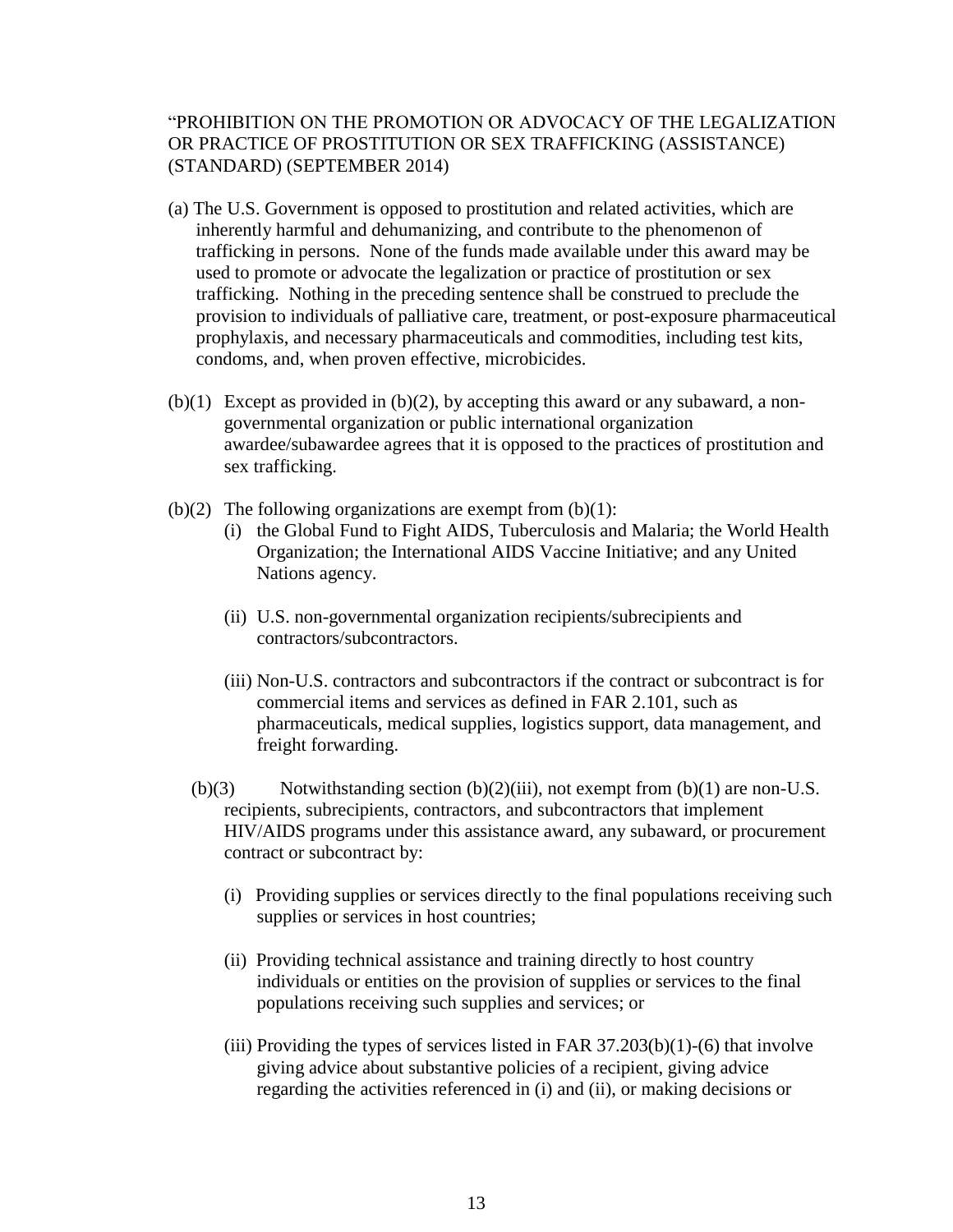"PROHIBITION ON THE PROMOTION OR ADVOCACY OF THE LEGALIZATION OR PRACTICE OF PROSTITUTION OR SEX TRAFFICKING (ASSISTANCE) (STANDARD) (SEPTEMBER 2014)

(a) The U.S. Government is opposed to prostitution and related activities, which are inherently harmful and dehumanizing, and contribute to the phenomenon of trafficking in persons. None of the funds made available under this award may be used to promote or advocate the legalization or practice of prostitution or sex trafficking. Nothing in the preceding sentence shall be construed to preclude the provision to individuals of palliative care, treatment, or post-exposure pharmaceutical prophylaxis, and necessary pharmaceuticals and commodities, including test kits, condoms, and, when proven effective, microbicides.

(b)(1) Except as provided in (b)(2), by accepting this award or any subaward, a non-governmental organization or public international organization awardee/subawardee agrees that it is opposed to the practices of prostitution and sex trafficking.

(b)(2) The following organizations are exempt from (b)(1):

- (i) the Global Fund to Fight AIDS, Tuberculosis and Malaria; the World Health Organization; the International AIDS Vaccine Initiative; and any United Nations agency.
- (ii) U.S. non-governmental organization recipients/subrecipients and contractors/subcontractors.
- (iii) Non-U.S. contractors and subcontractors if the contract or subcontract is for commercial items and services as defined in FAR 2.101, such as pharmaceuticals, medical supplies, logistics support, data management, and freight forwarding.

(b)(3) Notwithstanding section (b)(2)(iii), not exempt from (b)(1) are non-U.S. recipients, subrecipients, contractors, and subcontractors that implement HIV/AIDS programs under this assistance award, any subaward, or procurement contract or subcontract by:

- (i) Providing supplies or services directly to the final populations receiving such supplies or services in host countries;
- (ii) Providing technical assistance and training directly to host country individuals or entities on the provision of supplies or services to the final populations receiving such supplies and services; or
- (iii) Providing the types of services listed in FAR 37.203(b)(1)-(6) that involve giving advice about substantive policies of a recipient, giving advice regarding the activities referenced in (i) and (ii), or making decisions or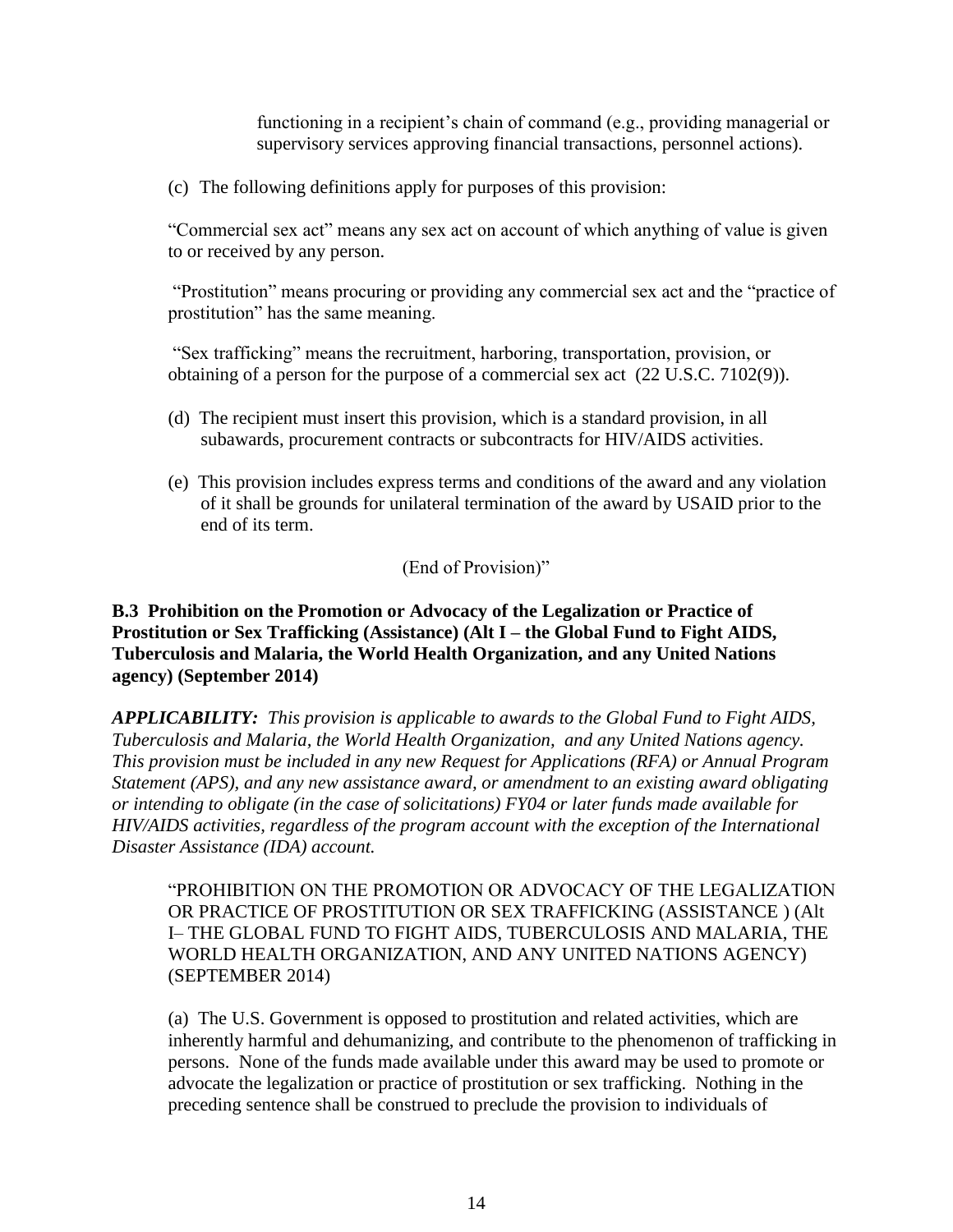functioning in a recipient's chain of command (e.g., providing managerial or supervisory services approving financial transactions, personnel actions).

(c) The following definitions apply for purposes of this provision:

"Commercial sex act" means any sex act on account of which anything of value is given to or received by any person.

"Prostitution" means procuring or providing any commercial sex act and the "practice of prostitution" has the same meaning.

"Sex trafficking" means the recruitment, harboring, transportation, provision, or obtaining of a person for the purpose of a commercial sex act (22 U.S.C. 7102(9)).

(d) The recipient must insert this provision, which is a standard provision, in all subawards, procurement contracts or subcontracts for HIV/AIDS activities.

(e) This provision includes express terms and conditions of the award and any violation of it shall be grounds for unilateral termination of the award by USAID prior to the end of its term.

(End of Provision)"

**B.3 Prohibition on the Promotion or Advocacy of the Legalization or Practice of Prostitution or Sex Trafficking (Assistance) (Alt I – the Global Fund to Fight AIDS, Tuberculosis and Malaria, the World Health Organization, and any United Nations agency) (September 2014)**

***APPLICABILITY:*** *This provision is applicable to awards to the Global Fund to Fight AIDS, Tuberculosis and Malaria, the World Health Organization, and any United Nations agency. This provision must be included in any new Request for Applications (RFA) or Annual Program Statement (APS), and any new assistance award, or amendment to an existing award obligating or intending to obligate (in the case of solicitations) FY04 or later funds made available for HIV/AIDS activities, regardless of the program account with the exception of the International Disaster Assistance (IDA) account.*

"PROHIBITION ON THE PROMOTION OR ADVOCACY OF THE LEGALIZATION OR PRACTICE OF PROSTITUTION OR SEX TRAFFICKING (ASSISTANCE ) (Alt I– THE GLOBAL FUND TO FIGHT AIDS, TUBERCULOSIS AND MALARIA, THE WORLD HEALTH ORGANIZATION, AND ANY UNITED NATIONS AGENCY) (SEPTEMBER 2014)

(a) The U.S. Government is opposed to prostitution and related activities, which are inherently harmful and dehumanizing, and contribute to the phenomenon of trafficking in persons. None of the funds made available under this award may be used to promote or advocate the legalization or practice of prostitution or sex trafficking. Nothing in the preceding sentence shall be construed to preclude the provision to individuals of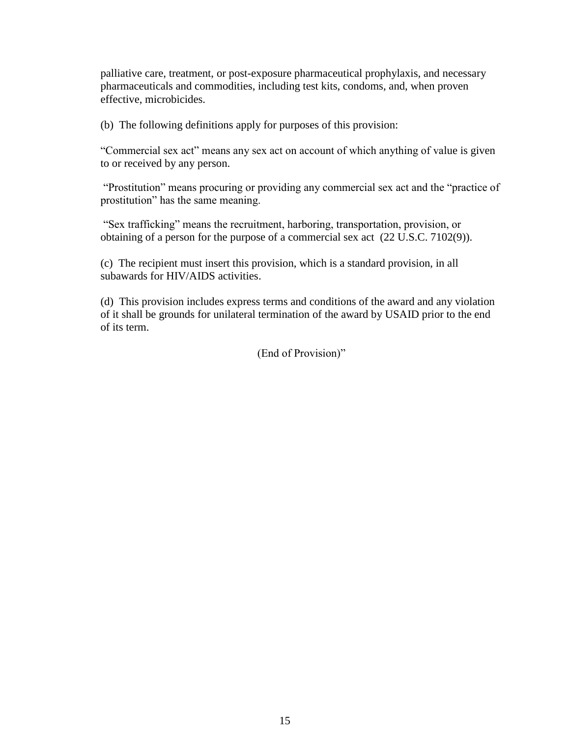palliative care, treatment, or post-exposure pharmaceutical prophylaxis, and necessary pharmaceuticals and commodities, including test kits, condoms, and, when proven effective, microbicides.

(b) The following definitions apply for purposes of this provision:

"Commercial sex act" means any sex act on account of which anything of value is given to or received by any person.

"Prostitution" means procuring or providing any commercial sex act and the "practice of prostitution" has the same meaning.

"Sex trafficking" means the recruitment, harboring, transportation, provision, or obtaining of a person for the purpose of a commercial sex act (22 U.S.C. 7102(9)).

(c) The recipient must insert this provision, which is a standard provision, in all subawards for HIV/AIDS activities.

(d) This provision includes express terms and conditions of the award and any violation of it shall be grounds for unilateral termination of the award by USAID prior to the end of its term.

(End of Provision)"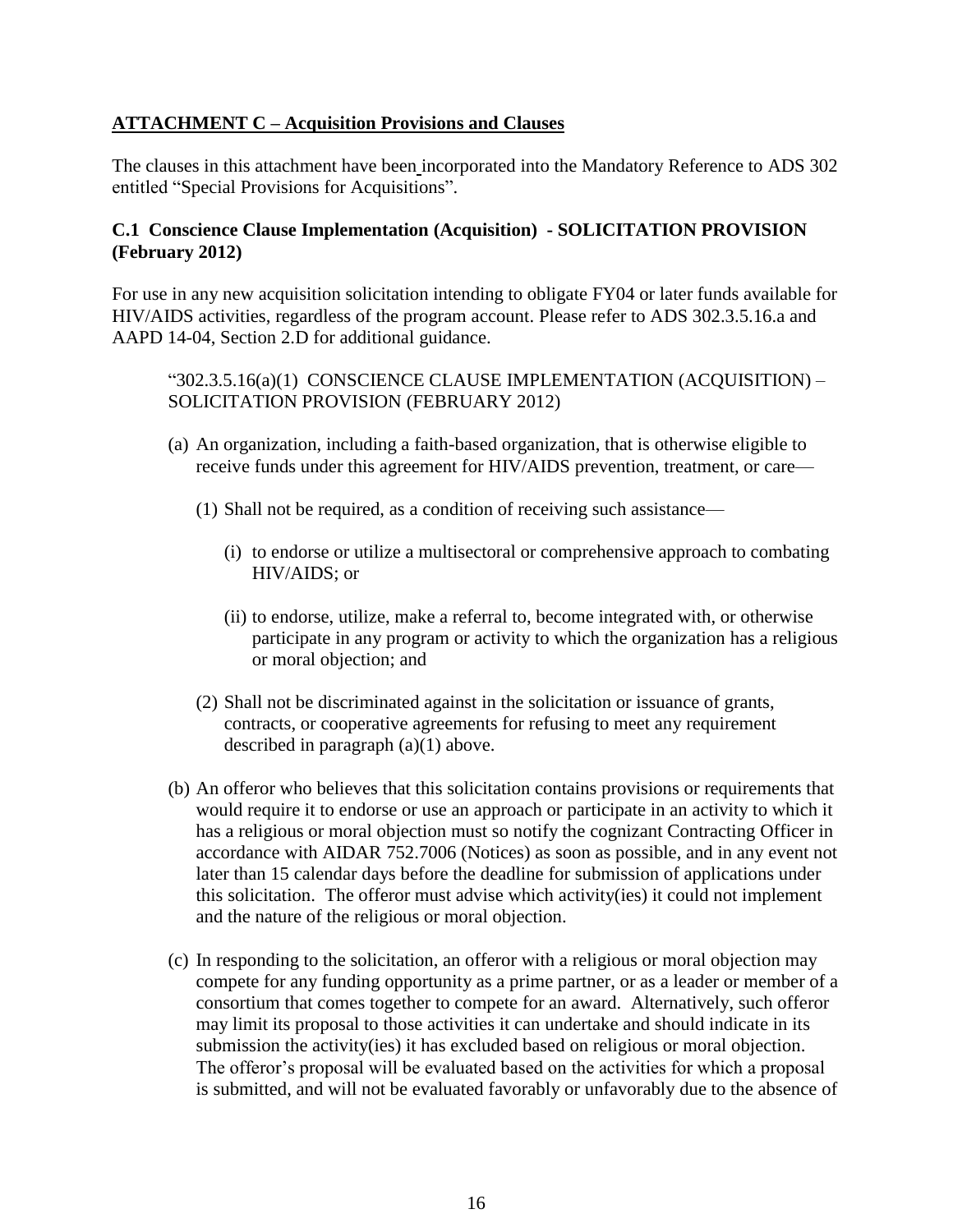**ATTACHMENT C – Acquisition Provisions and Clauses**

The clauses in this attachment have been incorporated into the Mandatory Reference to ADS 302 entitled "Special Provisions for Acquisitions".

**C.1 Conscience Clause Implementation (Acquisition) - SOLICITATION PROVISION (February 2012)**

For use in any new acquisition solicitation intending to obligate FY04 or later funds available for HIV/AIDS activities, regardless of the program account. Please refer to ADS 302.3.5.16.a and AAPD 14-04, Section 2.D for additional guidance.

> "302.3.5.16(a)(1) CONSCIENCE CLAUSE IMPLEMENTATION (ACQUISITION) – SOLICITATION PROVISION (FEBRUARY 2012)
>
> (a) An organization, including a faith-based organization, that is otherwise eligible to receive funds under this agreement for HIV/AIDS prevention, treatment, or care—
>
> (1) Shall not be required, as a condition of receiving such assistance—
>
> (i) to endorse or utilize a multisectoral or comprehensive approach to combating HIV/AIDS; or
>
> (ii) to endorse, utilize, make a referral to, become integrated with, or otherwise participate in any program or activity to which the organization has a religious or moral objection; and
>
> (2) Shall not be discriminated against in the solicitation or issuance of grants, contracts, or cooperative agreements for refusing to meet any requirement described in paragraph (a)(1) above.
>
> (b) An offeror who believes that this solicitation contains provisions or requirements that would require it to endorse or use an approach or participate in an activity to which it has a religious or moral objection must so notify the cognizant Contracting Officer in accordance with AIDAR 752.7006 (Notices) as soon as possible, and in any event not later than 15 calendar days before the deadline for submission of applications under this solicitation. The offeror must advise which activity(ies) it could not implement and the nature of the religious or moral objection.
>
> (c) In responding to the solicitation, an offeror with a religious or moral objection may compete for any funding opportunity as a prime partner, or as a leader or member of a consortium that comes together to compete for an award. Alternatively, such offeror may limit its proposal to those activities it can undertake and should indicate in its submission the activity(ies) it has excluded based on religious or moral objection. The offeror's proposal will be evaluated based on the activities for which a proposal is submitted, and will not be evaluated favorably or unfavorably due to the absence of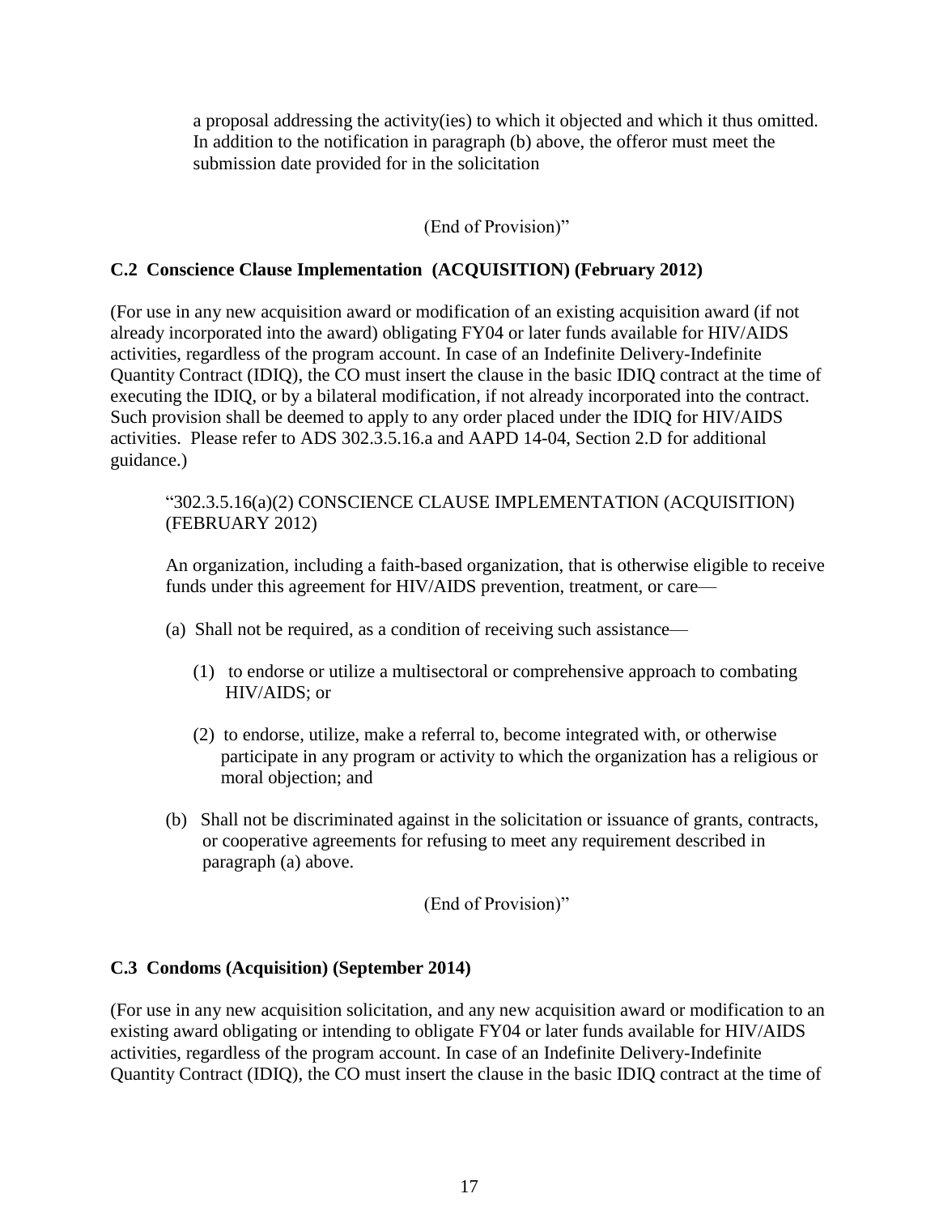a proposal addressing the activity(ies) to which it objected and which it thus omitted. In addition to the notification in paragraph (b) above, the offeror must meet the submission date provided for in the solicitation

(End of Provision)"

**C.2 Conscience Clause Implementation (ACQUISITION) (February 2012)**

(For use in any new acquisition award or modification of an existing acquisition award (if not already incorporated into the award) obligating FY04 or later funds available for HIV/AIDS activities, regardless of the program account. In case of an Indefinite Delivery-Indefinite Quantity Contract (IDIQ), the CO must insert the clause in the basic IDIQ contract at the time of executing the IDIQ, or by a bilateral modification, if not already incorporated into the contract. Such provision shall be deemed to apply to any order placed under the IDIQ for HIV/AIDS activities. Please refer to ADS 302.3.5.16.a and AAPD 14-04, Section 2.D for additional guidance.)

"302.3.5.16(a)(2) CONSCIENCE CLAUSE IMPLEMENTATION (ACQUISITION) (FEBRUARY 2012)

An organization, including a faith-based organization, that is otherwise eligible to receive funds under this agreement for HIV/AIDS prevention, treatment, or care—

(a) Shall not be required, as a condition of receiving such assistance—

(1) to endorse or utilize a multisectoral or comprehensive approach to combating HIV/AIDS; or

(2) to endorse, utilize, make a referral to, become integrated with, or otherwise participate in any program or activity to which the organization has a religious or moral objection; and

(b) Shall not be discriminated against in the solicitation or issuance of grants, contracts, or cooperative agreements for refusing to meet any requirement described in paragraph (a) above.

(End of Provision)"

**C.3 Condoms (Acquisition) (September 2014)**

(For use in any new acquisition solicitation, and any new acquisition award or modification to an existing award obligating or intending to obligate FY04 or later funds available for HIV/AIDS activities, regardless of the program account. In case of an Indefinite Delivery-Indefinite Quantity Contract (IDIQ), the CO must insert the clause in the basic IDIQ contract at the time of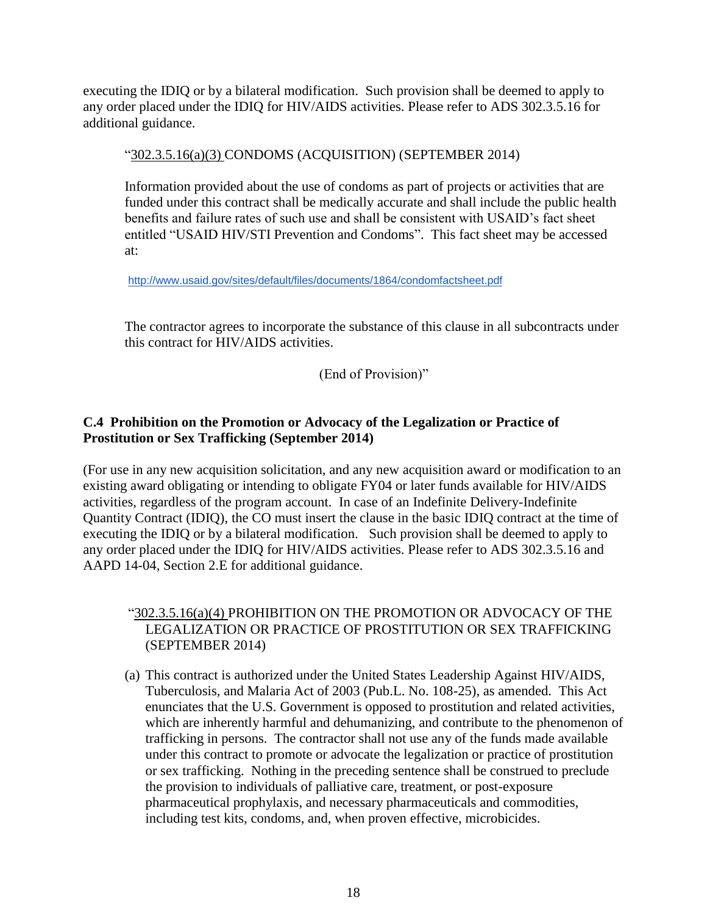executing the IDIQ or by a bilateral modification. Such provision shall be deemed to apply to any order placed under the IDIQ for HIV/AIDS activities. Please refer to ADS 302.3.5.16 for additional guidance.

> "302.3.5.16(a)(3) CONDOMS (ACQUISITION) (SEPTEMBER 2014)
>
> Information provided about the use of condoms as part of projects or activities that are funded under this contract shall be medically accurate and shall include the public health benefits and failure rates of such use and shall be consistent with USAID's fact sheet entitled "USAID HIV/STI Prevention and Condoms". This fact sheet may be accessed at:
>
> http://www.usaid.gov/sites/default/files/documents/1864/condomfactsheet.pdf
>
> The contractor agrees to incorporate the substance of this clause in all subcontracts under this contract for HIV/AIDS activities.
>
> (End of Provision)"

**C.4 Prohibition on the Promotion or Advocacy of the Legalization or Practice of Prostitution or Sex Trafficking (September 2014)**

(For use in any new acquisition solicitation, and any new acquisition award or modification to an existing award obligating or intending to obligate FY04 or later funds available for HIV/AIDS activities, regardless of the program account. In case of an Indefinite Delivery-Indefinite Quantity Contract (IDIQ), the CO must insert the clause in the basic IDIQ contract at the time of executing the IDIQ or by a bilateral modification. Such provision shall be deemed to apply to any order placed under the IDIQ for HIV/AIDS activities. Please refer to ADS 302.3.5.16 and AAPD 14-04, Section 2.E for additional guidance.

> "302.3.5.16(a)(4) PROHIBITION ON THE PROMOTION OR ADVOCACY OF THE LEGALIZATION OR PRACTICE OF PROSTITUTION OR SEX TRAFFICKING (SEPTEMBER 2014)
>
> (a) This contract is authorized under the United States Leadership Against HIV/AIDS, Tuberculosis, and Malaria Act of 2003 (Pub.L. No. 108-25), as amended. This Act enunciates that the U.S. Government is opposed to prostitution and related activities, which are inherently harmful and dehumanizing, and contribute to the phenomenon of trafficking in persons. The contractor shall not use any of the funds made available under this contract to promote or advocate the legalization or practice of prostitution or sex trafficking. Nothing in the preceding sentence shall be construed to preclude the provision to individuals of palliative care, treatment, or post-exposure pharmaceutical prophylaxis, and necessary pharmaceuticals and commodities, including test kits, condoms, and, when proven effective, microbicides.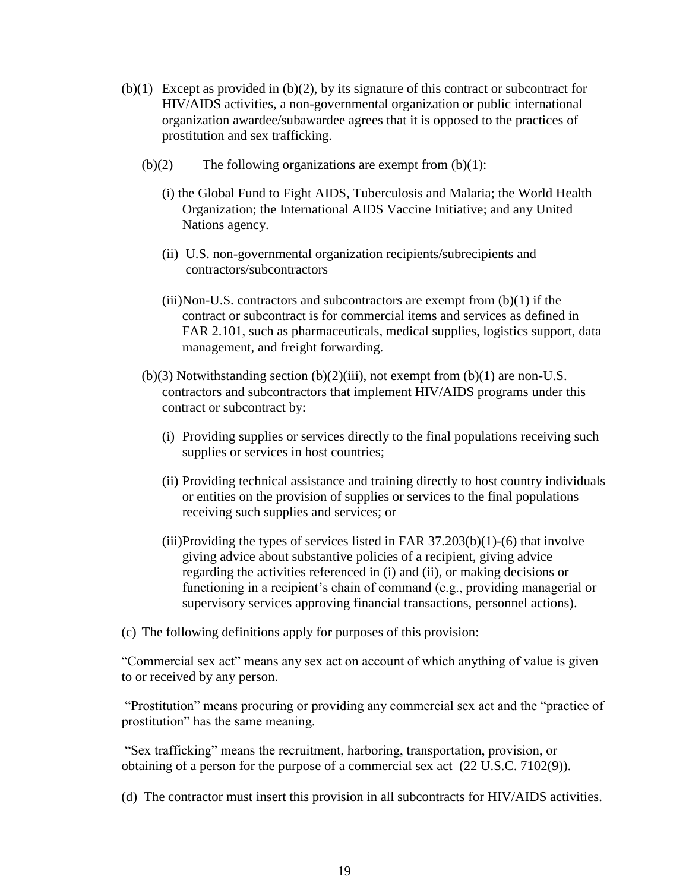(b)(1) Except as provided in (b)(2), by its signature of this contract or subcontract for HIV/AIDS activities, a non-governmental organization or public international organization awardee/subawardee agrees that it is opposed to the practices of prostitution and sex trafficking.

(b)(2) The following organizations are exempt from (b)(1):

(i) the Global Fund to Fight AIDS, Tuberculosis and Malaria; the World Health Organization; the International AIDS Vaccine Initiative; and any United Nations agency.

(ii) U.S. non-governmental organization recipients/subrecipients and contractors/subcontractors

(iii)Non-U.S. contractors and subcontractors are exempt from (b)(1) if the contract or subcontract is for commercial items and services as defined in FAR 2.101, such as pharmaceuticals, medical supplies, logistics support, data management, and freight forwarding.

(b)(3) Notwithstanding section (b)(2)(iii), not exempt from (b)(1) are non-U.S. contractors and subcontractors that implement HIV/AIDS programs under this contract or subcontract by:

(i) Providing supplies or services directly to the final populations receiving such supplies or services in host countries;

(ii) Providing technical assistance and training directly to host country individuals or entities on the provision of supplies or services to the final populations receiving such supplies and services; or

(iii)Providing the types of services listed in FAR 37.203(b)(1)-(6) that involve giving advice about substantive policies of a recipient, giving advice regarding the activities referenced in (i) and (ii), or making decisions or functioning in a recipient's chain of command (e.g., providing managerial or supervisory services approving financial transactions, personnel actions).

(c) The following definitions apply for purposes of this provision:

"Commercial sex act" means any sex act on account of which anything of value is given to or received by any person.

"Prostitution" means procuring or providing any commercial sex act and the "practice of prostitution" has the same meaning.

"Sex trafficking" means the recruitment, harboring, transportation, provision, or obtaining of a person for the purpose of a commercial sex act (22 U.S.C. 7102(9)).

(d) The contractor must insert this provision in all subcontracts for HIV/AIDS activities.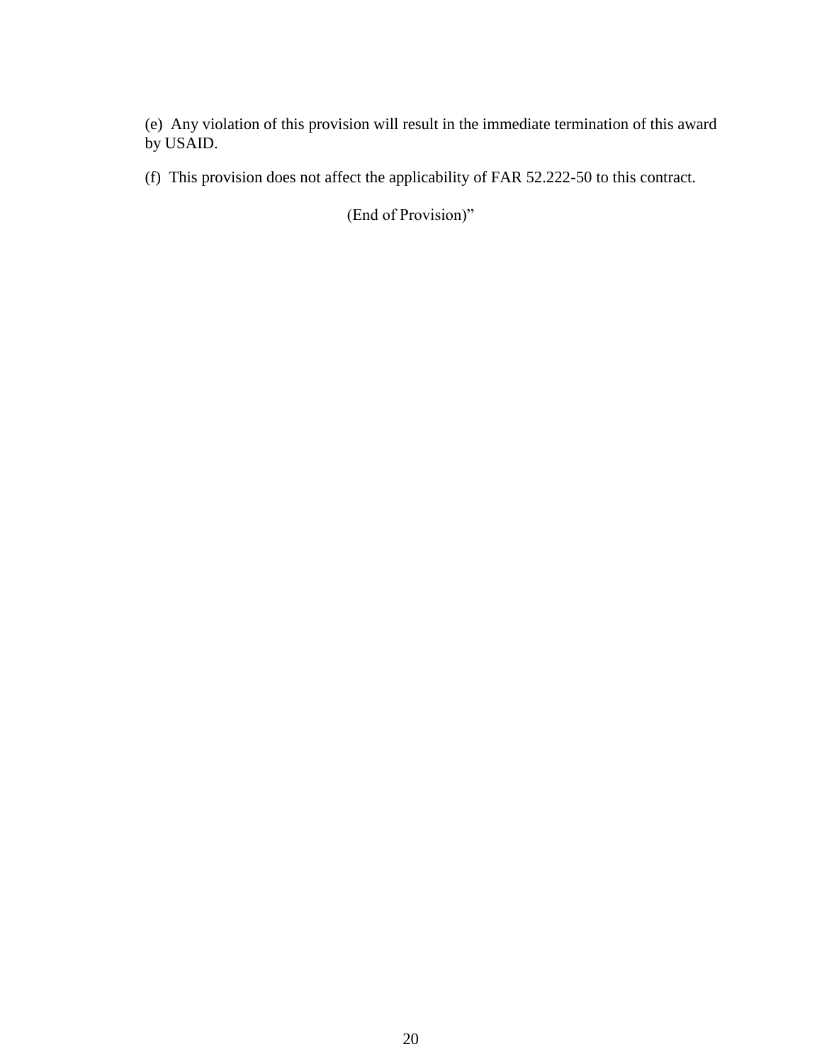(e) Any violation of this provision will result in the immediate termination of this award by USAID.

(f) This provision does not affect the applicability of FAR 52.222-50 to this contract.

(End of Provision)”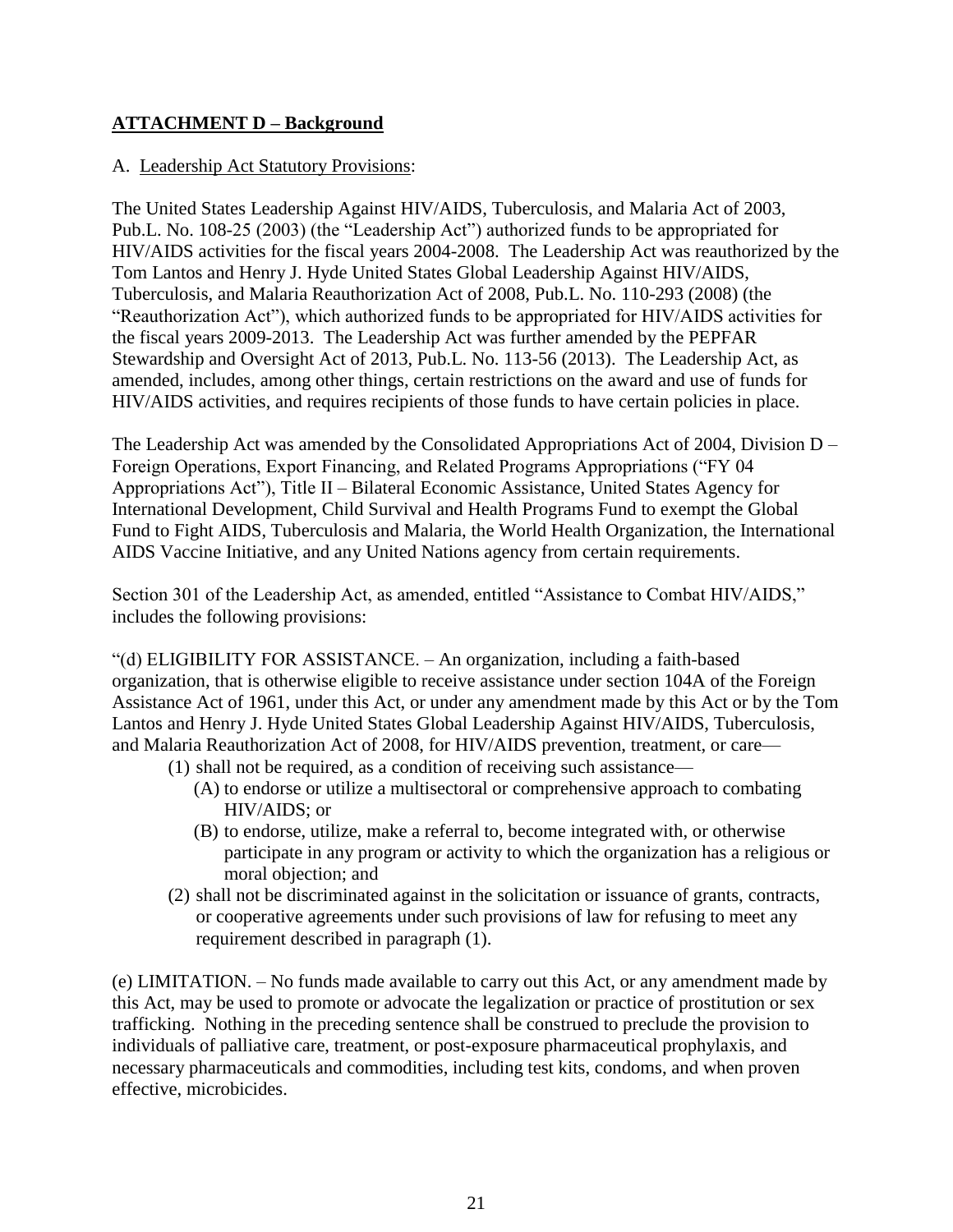## **ATTACHMENT D – Background**

A. Leadership Act Statutory Provisions:

The United States Leadership Against HIV/AIDS, Tuberculosis, and Malaria Act of 2003, Pub.L. No. 108-25 (2003) (the "Leadership Act") authorized funds to be appropriated for HIV/AIDS activities for the fiscal years 2004-2008. The Leadership Act was reauthorized by the Tom Lantos and Henry J. Hyde United States Global Leadership Against HIV/AIDS, Tuberculosis, and Malaria Reauthorization Act of 2008, Pub.L. No. 110-293 (2008) (the "Reauthorization Act"), which authorized funds to be appropriated for HIV/AIDS activities for the fiscal years 2009-2013. The Leadership Act was further amended by the PEPFAR Stewardship and Oversight Act of 2013, Pub.L. No. 113-56 (2013). The Leadership Act, as amended, includes, among other things, certain restrictions on the award and use of funds for HIV/AIDS activities, and requires recipients of those funds to have certain policies in place.

The Leadership Act was amended by the Consolidated Appropriations Act of 2004, Division D – Foreign Operations, Export Financing, and Related Programs Appropriations ("FY 04 Appropriations Act"), Title II – Bilateral Economic Assistance, United States Agency for International Development, Child Survival and Health Programs Fund to exempt the Global Fund to Fight AIDS, Tuberculosis and Malaria, the World Health Organization, the International AIDS Vaccine Initiative, and any United Nations agency from certain requirements.

Section 301 of the Leadership Act, as amended, entitled "Assistance to Combat HIV/AIDS," includes the following provisions:

"(d) ELIGIBILITY FOR ASSISTANCE. – An organization, including a faith-based organization, that is otherwise eligible to receive assistance under section 104A of the Foreign Assistance Act of 1961, under this Act, or under any amendment made by this Act or by the Tom Lantos and Henry J. Hyde United States Global Leadership Against HIV/AIDS, Tuberculosis, and Malaria Reauthorization Act of 2008, for HIV/AIDS prevention, treatment, or care—

(1) shall not be required, as a condition of receiving such assistance—
   (A) to endorse or utilize a multisectoral or comprehensive approach to combating HIV/AIDS; or
   (B) to endorse, utilize, make a referral to, become integrated with, or otherwise participate in any program or activity to which the organization has a religious or moral objection; and
(2) shall not be discriminated against in the solicitation or issuance of grants, contracts, or cooperative agreements under such provisions of law for refusing to meet any requirement described in paragraph (1).

(e) LIMITATION. – No funds made available to carry out this Act, or any amendment made by this Act, may be used to promote or advocate the legalization or practice of prostitution or sex trafficking. Nothing in the preceding sentence shall be construed to preclude the provision to individuals of palliative care, treatment, or post-exposure pharmaceutical prophylaxis, and necessary pharmaceuticals and commodities, including test kits, condoms, and when proven effective, microbicides.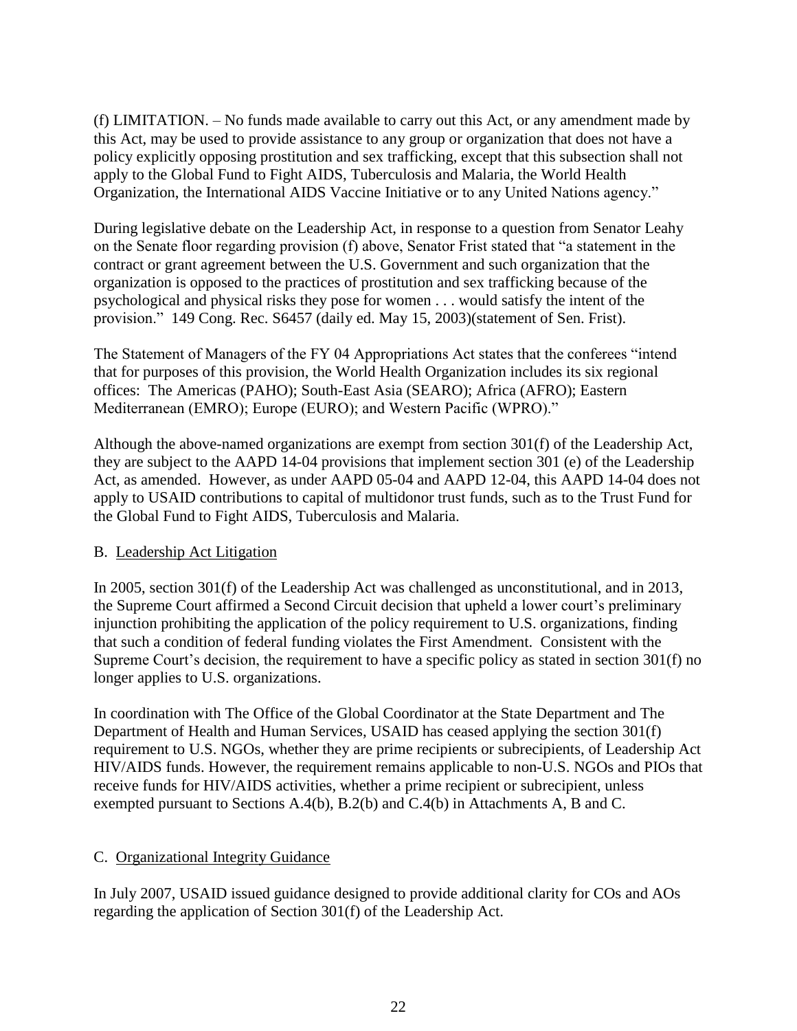(f) LIMITATION. – No funds made available to carry out this Act, or any amendment made by this Act, may be used to provide assistance to any group or organization that does not have a policy explicitly opposing prostitution and sex trafficking, except that this subsection shall not apply to the Global Fund to Fight AIDS, Tuberculosis and Malaria, the World Health Organization, the International AIDS Vaccine Initiative or to any United Nations agency."

During legislative debate on the Leadership Act, in response to a question from Senator Leahy on the Senate floor regarding provision (f) above, Senator Frist stated that "a statement in the contract or grant agreement between the U.S. Government and such organization that the organization is opposed to the practices of prostitution and sex trafficking because of the psychological and physical risks they pose for women . . . would satisfy the intent of the provision." 149 Cong. Rec. S6457 (daily ed. May 15, 2003)(statement of Sen. Frist).

The Statement of Managers of the FY 04 Appropriations Act states that the conferees "intend that for purposes of this provision, the World Health Organization includes its six regional offices: The Americas (PAHO); South-East Asia (SEARO); Africa (AFRO); Eastern Mediterranean (EMRO); Europe (EURO); and Western Pacific (WPRO)."

Although the above-named organizations are exempt from section 301(f) of the Leadership Act, they are subject to the AAPD 14-04 provisions that implement section 301 (e) of the Leadership Act, as amended. However, as under AAPD 05-04 and AAPD 12-04, this AAPD 14-04 does not apply to USAID contributions to capital of multidonor trust funds, such as to the Trust Fund for the Global Fund to Fight AIDS, Tuberculosis and Malaria.

B. Leadership Act Litigation

In 2005, section 301(f) of the Leadership Act was challenged as unconstitutional, and in 2013, the Supreme Court affirmed a Second Circuit decision that upheld a lower court's preliminary injunction prohibiting the application of the policy requirement to U.S. organizations, finding that such a condition of federal funding violates the First Amendment. Consistent with the Supreme Court's decision, the requirement to have a specific policy as stated in section 301(f) no longer applies to U.S. organizations.

In coordination with The Office of the Global Coordinator at the State Department and The Department of Health and Human Services, USAID has ceased applying the section 301(f) requirement to U.S. NGOs, whether they are prime recipients or subrecipients, of Leadership Act HIV/AIDS funds. However, the requirement remains applicable to non-U.S. NGOs and PIOs that receive funds for HIV/AIDS activities, whether a prime recipient or subrecipient, unless exempted pursuant to Sections A.4(b), B.2(b) and C.4(b) in Attachments A, B and C.

C. Organizational Integrity Guidance

In July 2007, USAID issued guidance designed to provide additional clarity for COs and AOs regarding the application of Section 301(f) of the Leadership Act.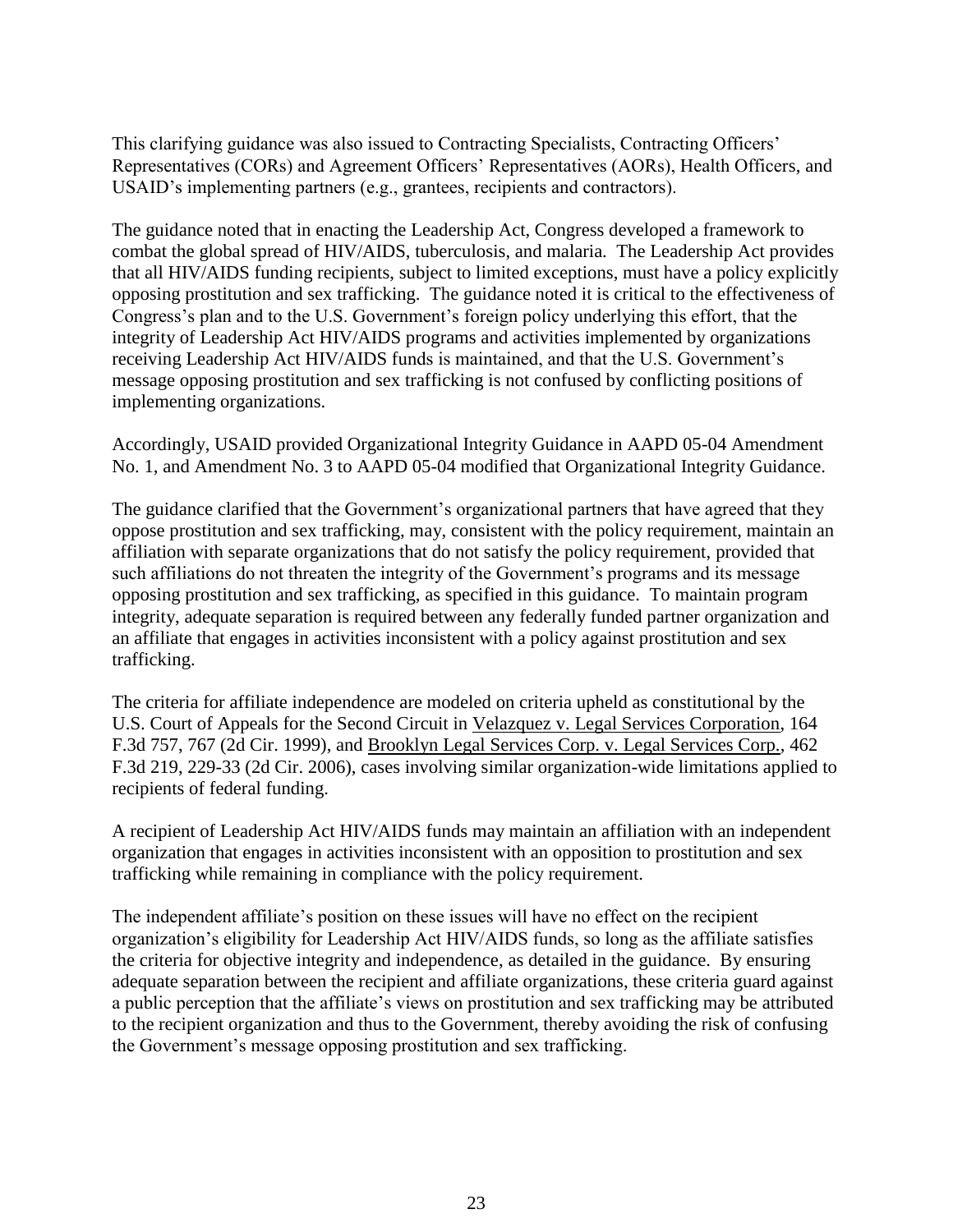This clarifying guidance was also issued to Contracting Specialists, Contracting Officers' Representatives (CORs) and Agreement Officers' Representatives (AORs), Health Officers, and USAID's implementing partners (e.g., grantees, recipients and contractors).

The guidance noted that in enacting the Leadership Act, Congress developed a framework to combat the global spread of HIV/AIDS, tuberculosis, and malaria. The Leadership Act provides that all HIV/AIDS funding recipients, subject to limited exceptions, must have a policy explicitly opposing prostitution and sex trafficking. The guidance noted it is critical to the effectiveness of Congress's plan and to the U.S. Government's foreign policy underlying this effort, that the integrity of Leadership Act HIV/AIDS programs and activities implemented by organizations receiving Leadership Act HIV/AIDS funds is maintained, and that the U.S. Government's message opposing prostitution and sex trafficking is not confused by conflicting positions of implementing organizations.

Accordingly, USAID provided Organizational Integrity Guidance in AAPD 05-04 Amendment No. 1, and Amendment No. 3 to AAPD 05-04 modified that Organizational Integrity Guidance.

The guidance clarified that the Government's organizational partners that have agreed that they oppose prostitution and sex trafficking, may, consistent with the policy requirement, maintain an affiliation with separate organizations that do not satisfy the policy requirement, provided that such affiliations do not threaten the integrity of the Government's programs and its message opposing prostitution and sex trafficking, as specified in this guidance. To maintain program integrity, adequate separation is required between any federally funded partner organization and an affiliate that engages in activities inconsistent with a policy against prostitution and sex trafficking.

The criteria for affiliate independence are modeled on criteria upheld as constitutional by the U.S. Court of Appeals for the Second Circuit in Velazquez v. Legal Services Corporation, 164 F.3d 757, 767 (2d Cir. 1999), and Brooklyn Legal Services Corp. v. Legal Services Corp., 462 F.3d 219, 229-33 (2d Cir. 2006), cases involving similar organization-wide limitations applied to recipients of federal funding.

A recipient of Leadership Act HIV/AIDS funds may maintain an affiliation with an independent organization that engages in activities inconsistent with an opposition to prostitution and sex trafficking while remaining in compliance with the policy requirement.

The independent affiliate's position on these issues will have no effect on the recipient organization's eligibility for Leadership Act HIV/AIDS funds, so long as the affiliate satisfies the criteria for objective integrity and independence, as detailed in the guidance. By ensuring adequate separation between the recipient and affiliate organizations, these criteria guard against a public perception that the affiliate's views on prostitution and sex trafficking may be attributed to the recipient organization and thus to the Government, thereby avoiding the risk of confusing the Government's message opposing prostitution and sex trafficking.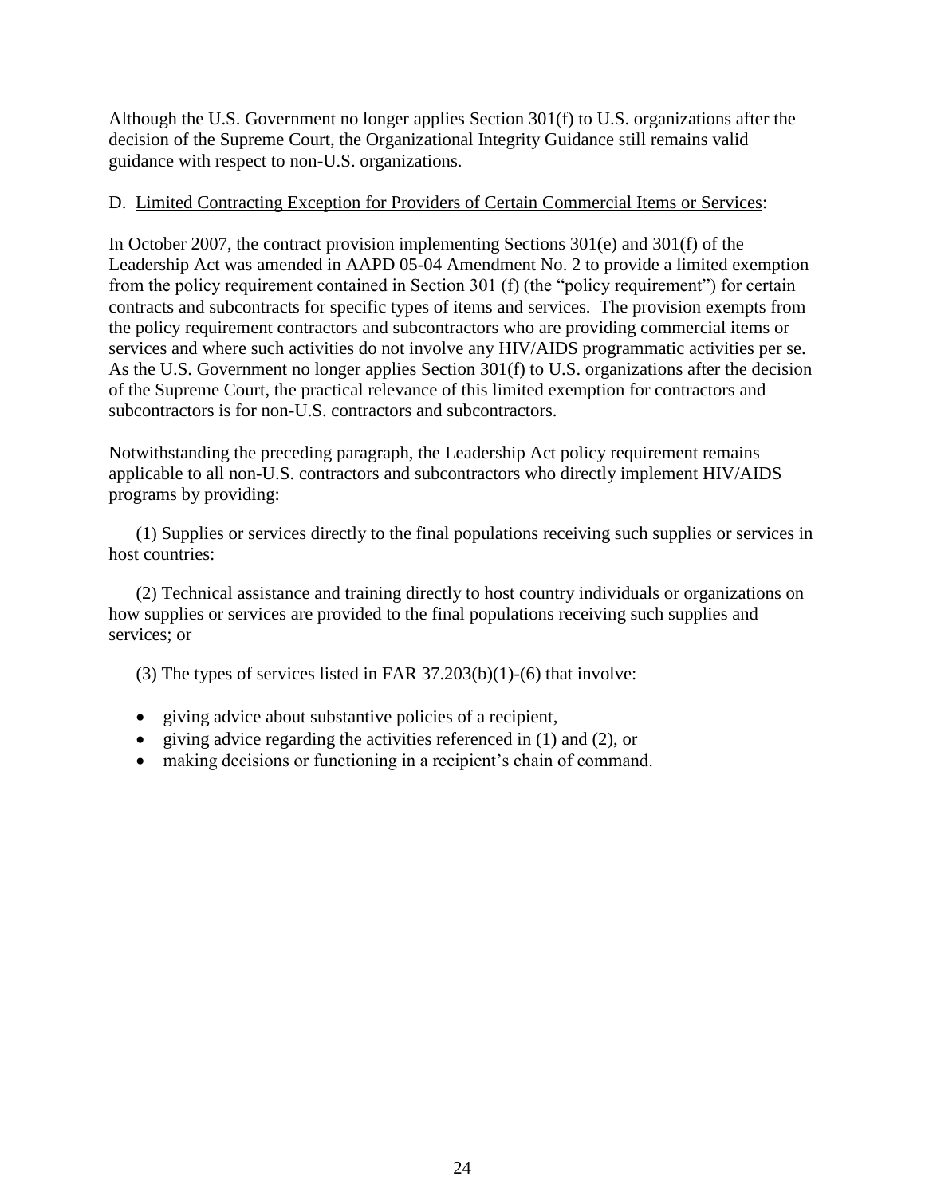Although the U.S. Government no longer applies Section 301(f) to U.S. organizations after the decision of the Supreme Court, the Organizational Integrity Guidance still remains valid guidance with respect to non-U.S. organizations.

D. Limited Contracting Exception for Providers of Certain Commercial Items or Services:

In October 2007, the contract provision implementing Sections 301(e) and 301(f) of the Leadership Act was amended in AAPD 05-04 Amendment No. 2 to provide a limited exemption from the policy requirement contained in Section 301 (f) (the "policy requirement") for certain contracts and subcontracts for specific types of items and services. The provision exempts from the policy requirement contractors and subcontractors who are providing commercial items or services and where such activities do not involve any HIV/AIDS programmatic activities per se. As the U.S. Government no longer applies Section 301(f) to U.S. organizations after the decision of the Supreme Court, the practical relevance of this limited exemption for contractors and subcontractors is for non-U.S. contractors and subcontractors.

Notwithstanding the preceding paragraph, the Leadership Act policy requirement remains applicable to all non-U.S. contractors and subcontractors who directly implement HIV/AIDS programs by providing:

(1) Supplies or services directly to the final populations receiving such supplies or services in host countries:

(2) Technical assistance and training directly to host country individuals or organizations on how supplies or services are provided to the final populations receiving such supplies and services; or

(3) The types of services listed in FAR 37.203(b)(1)-(6) that involve:

- giving advice about substantive policies of a recipient,
- giving advice regarding the activities referenced in (1) and (2), or
- making decisions or functioning in a recipient's chain of command.